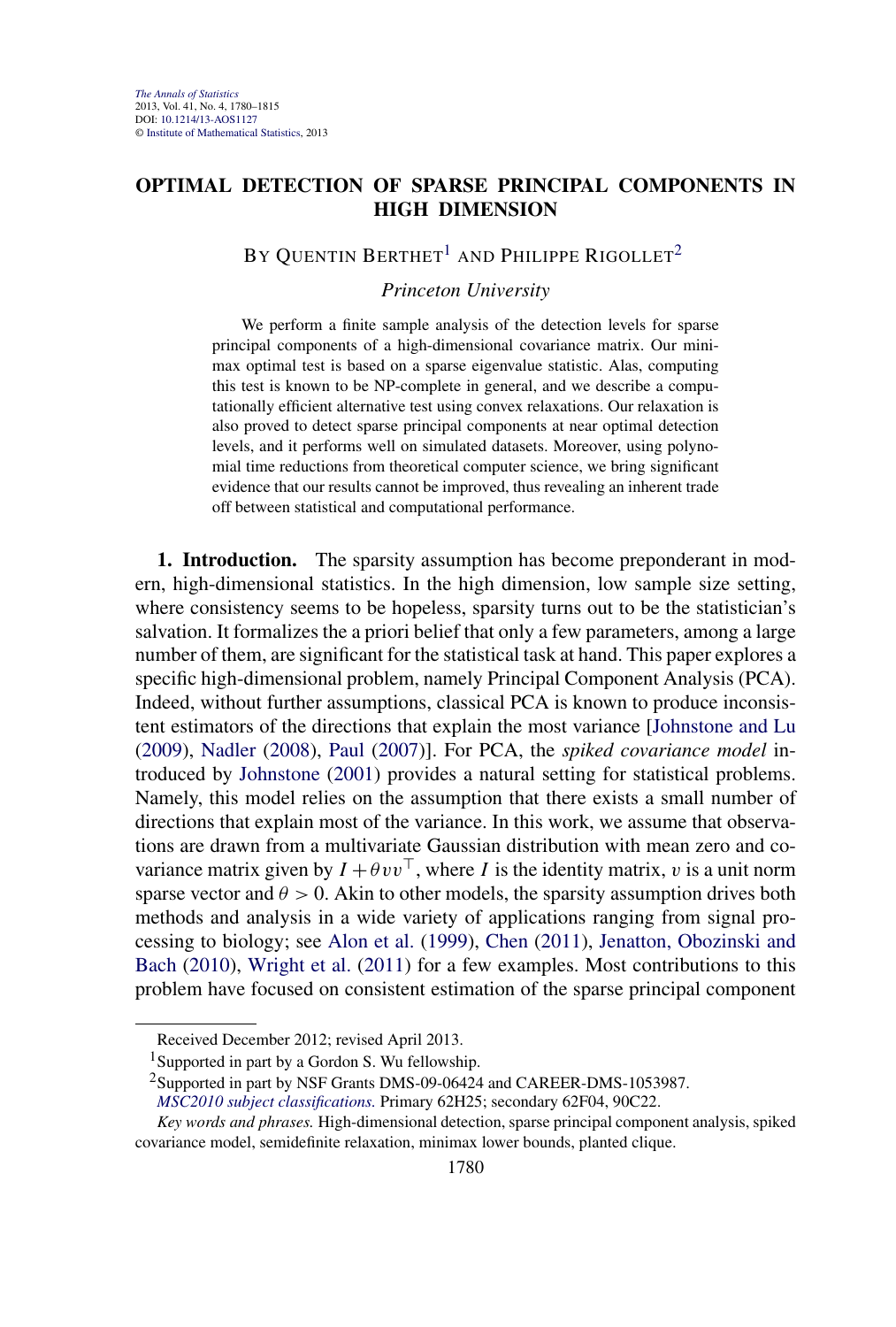# OPTIMAL DETECTION OF SPARSE PRINCIPAL COMPONENTS IN HIGH DIMENSION

BY QUENTIN BERTHET[1] AND PHILIPPE RIGOLLET[2]

*Princeton University*

We perform a finite sample analysis of the detection levels for sparse principal components of a high-dimensional covariance matrix. Our minimax optimal test is based on a sparse eigenvalue statistic. Alas, computing this test is known to be NP-complete in general, and we describe a computationally efficient alternative test using convex relaxations. Our relaxation is also proved to detect sparse principal components at near optimal detection levels, and it performs well on simulated datasets. Moreover, using polynomial time reductions from theoretical computer science, we bring significant evidence that our results cannot be improved, thus revealing an inherent trade off between statistical and computational performance.

**1. Introduction.** The sparsity assumption has become preponderant in modern, high-dimensional statistics. In the high dimension, low sample size setting, where consistency seems to be hopeless, sparsity turns out to be the statistician's salvation. It formalizes the a priori belief that only a few parameters, among a large number of them, are significant for the statistical task at hand. This paper explores a specific high-dimensional problem, namely Principal Component Analysis (PCA). Indeed, without further assumptions, classical PCA is known to produce inconsistent estimators of the directions that explain the most variance [Johnstone and Lu (2009), Nadler (2008), Paul (2007)]. For PCA, the *spiked covariance model* introduced by Johnstone (2001) provides a natural setting for statistical problems. Namely, this model relies on the assumption that there exists a small number of directions that explain most of the variance. In this work, we assume that observations are drawn from a multivariate Gaussian distribution with mean zero and covariance matrix given by $I + \theta vv^\top$, where $I$ is the identity matrix, $v$ is a unit norm sparse vector and $\theta > 0$. Akin to other models, the sparsity assumption drives both methods and analysis in a wide variety of applications ranging from signal processing to biology; see Alon et al. (1999), Chen (2011), Jenatton, Obozinski and Bach (2010), Wright et al. (2011) for a few examples. Most contributions to this problem have focused on consistent estimation of the sparse principal component

---

Received December 2012; revised April 2013.

[1] Supported in part by a Gordon S. Wu fellowship.

[2] Supported in part by NSF Grants DMS-09-06424 and CAREER-DMS-1053987.

*MSC2010 subject classifications.* Primary 62H25; secondary 62F04, 90C22.

*Key words and phrases.* High-dimensional detection, sparse principal component analysis, spiked covariance model, semidefinite relaxation, minimax lower bounds, planted clique.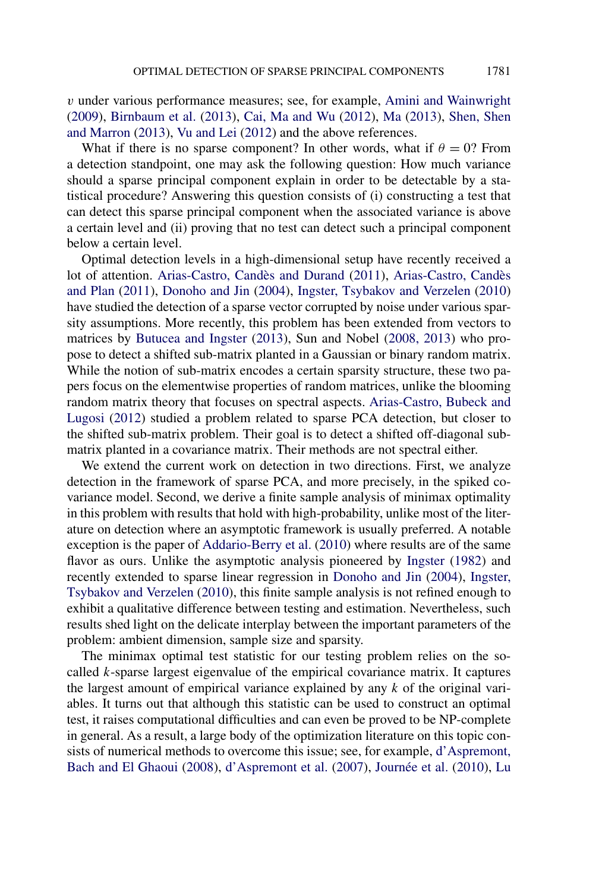$v$ under various performance measures; see, for example, Amini and Wainwright (2009), Birnbaum et al. (2013), Cai, Ma and Wu (2012), Ma (2013), Shen, Shen and Marron (2013), Vu and Lei (2012) and the above references.

What if there is no sparse component? In other words, what if $\theta = 0$? From a detection standpoint, one may ask the following question: How much variance should a sparse principal component explain in order to be detectable by a statistical procedure? Answering this question consists of (i) constructing a test that can detect this sparse principal component when the associated variance is above a certain level and (ii) proving that no test can detect such a principal component below a certain level.

Optimal detection levels in a high-dimensional setup have recently received a lot of attention. Arias-Castro, Candès and Durand (2011), Arias-Castro, Candès and Plan (2011), Donoho and Jin (2004), Ingster, Tsybakov and Verzelen (2010) have studied the detection of a sparse vector corrupted by noise under various sparsity assumptions. More recently, this problem has been extended from vectors to matrices by Butucea and Ingster (2013), Sun and Nobel (2008, 2013) who propose to detect a shifted sub-matrix planted in a Gaussian or binary random matrix. While the notion of sub-matrix encodes a certain sparsity structure, these two papers focus on the elementwise properties of random matrices, unlike the blooming random matrix theory that focuses on spectral aspects. Arias-Castro, Bubeck and Lugosi (2012) studied a problem related to sparse PCA detection, but closer to the shifted sub-matrix problem. Their goal is to detect a shifted off-diagonal sub-matrix planted in a covariance matrix. Their methods are not spectral either.

We extend the current work on detection in two directions. First, we analyze detection in the framework of sparse PCA, and more precisely, in the spiked covariance model. Second, we derive a finite sample analysis of minimax optimality in this problem with results that hold with high-probability, unlike most of the literature on detection where an asymptotic framework is usually preferred. A notable exception is the paper of Addario-Berry et al. (2010) where results are of the same flavor as ours. Unlike the asymptotic analysis pioneered by Ingster (1982) and recently extended to sparse linear regression in Donoho and Jin (2004), Ingster, Tsybakov and Verzelen (2010), this finite sample analysis is not refined enough to exhibit a qualitative difference between testing and estimation. Nevertheless, such results shed light on the delicate interplay between the important parameters of the problem: ambient dimension, sample size and sparsity.

The minimax optimal test statistic for our testing problem relies on the so-called $k$-sparse largest eigenvalue of the empirical covariance matrix. It captures the largest amount of empirical variance explained by any $k$ of the original variables. It turns out that although this statistic can be used to construct an optimal test, it raises computational difficulties and can even be proved to be NP-complete in general. As a result, a large body of the optimization literature on this topic consists of numerical methods to overcome this issue; see, for example, d'Aspremont, Bach and El Ghaoui (2008), d'Aspremont et al. (2007), Journée et al. (2010), Lu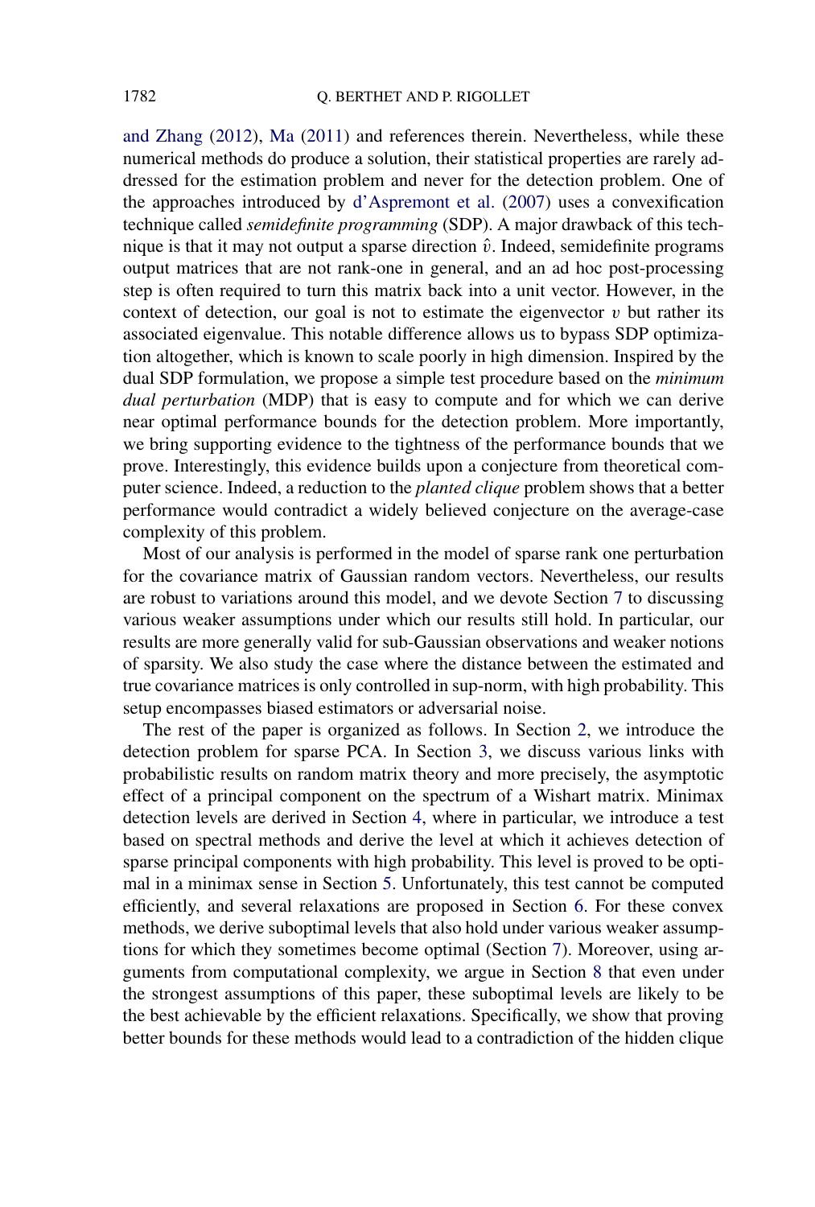and Zhang (2012), Ma (2011) and references therein. Nevertheless, while these numerical methods do produce a solution, their statistical properties are rarely addressed for the estimation problem and never for the detection problem. One of the approaches introduced by d'Aspremont et al. (2007) uses a convexification technique called *semidefinite programming* (SDP). A major drawback of this technique is that it may not output a sparse direction $\hat{v}$. Indeed, semidefinite programs output matrices that are not rank-one in general, and an ad hoc post-processing step is often required to turn this matrix back into a unit vector. However, in the context of detection, our goal is not to estimate the eigenvector $v$ but rather its associated eigenvalue. This notable difference allows us to bypass SDP optimization altogether, which is known to scale poorly in high dimension. Inspired by the dual SDP formulation, we propose a simple test procedure based on the *minimum dual perturbation* (MDP) that is easy to compute and for which we can derive near optimal performance bounds for the detection problem. More importantly, we bring supporting evidence to the tightness of the performance bounds that we prove. Interestingly, this evidence builds upon a conjecture from theoretical computer science. Indeed, a reduction to the *planted clique* problem shows that a better performance would contradict a widely believed conjecture on the average-case complexity of this problem.

Most of our analysis is performed in the model of sparse rank one perturbation for the covariance matrix of Gaussian random vectors. Nevertheless, our results are robust to variations around this model, and we devote Section 7 to discussing various weaker assumptions under which our results still hold. In particular, our results are more generally valid for sub-Gaussian observations and weaker notions of sparsity. We also study the case where the distance between the estimated and true covariance matrices is only controlled in sup-norm, with high probability. This setup encompasses biased estimators or adversarial noise.

The rest of the paper is organized as follows. In Section 2, we introduce the detection problem for sparse PCA. In Section 3, we discuss various links with probabilistic results on random matrix theory and more precisely, the asymptotic effect of a principal component on the spectrum of a Wishart matrix. Minimax detection levels are derived in Section 4, where in particular, we introduce a test based on spectral methods and derive the level at which it achieves detection of sparse principal components with high probability. This level is proved to be optimal in a minimax sense in Section 5. Unfortunately, this test cannot be computed efficiently, and several relaxations are proposed in Section 6. For these convex methods, we derive suboptimal levels that also hold under various weaker assumptions for which they sometimes become optimal (Section 7). Moreover, using arguments from computational complexity, we argue in Section 8 that even under the strongest assumptions of this paper, these suboptimal levels are likely to be the best achievable by the efficient relaxations. Specifically, we show that proving better bounds for these methods would lead to a contradiction of the hidden clique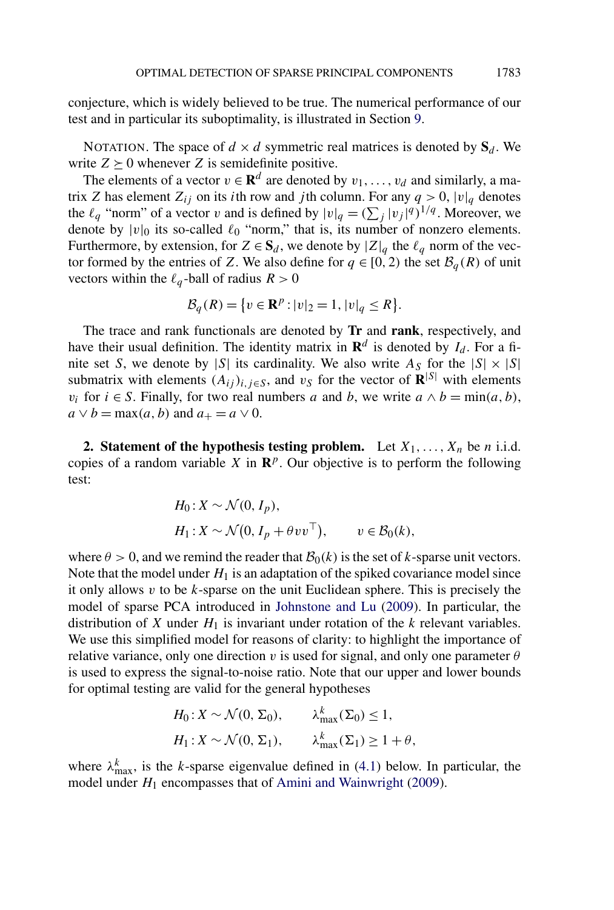conjecture, which is widely believed to be true. The numerical performance of our test and in particular its suboptimality, is illustrated in Section 9.

NOTATION. The space of $d \times d$ symmetric real matrices is denoted by $\mathbf{S}_d$. We write $Z \succeq 0$ whenever $Z$ is semidefinite positive.

The elements of a vector $v \in \mathbf{R}^d$ are denoted by $v_1, \dots, v_d$ and similarly, a matrix $Z$ has element $Z_{ij}$ on its $i$th row and $j$th column. For any $q > 0$, $|v|_q$ denotes the $\ell_q$ "norm" of a vector $v$ and is defined by $|v|_q = (\sum_j |v_j|^q)^{1/q}$. Moreover, we denote by $|v|_0$ its so-called $\ell_0$ "norm," that is, its number of nonzero elements. Furthermore, by extension, for $Z \in \mathbf{S}_d$, we denote by $|Z|_q$ the $\ell_q$ norm of the vector formed by the entries of $Z$. We also define for $q \in [0, 2)$ the set $\mathcal{B}_q(R)$ of unit vectors within the $\ell_q$-ball of radius $R > 0$

$$\mathcal{B}_q(R) = \{v \in \mathbf{R}^p : |v|_2 = 1, |v|_q \leq R\}.$$

The trace and rank functionals are denoted by $\mathbf{Tr}$ and $\mathbf{rank}$, respectively, and have their usual definition. The identity matrix in $\mathbf{R}^d$ is denoted by $I_d$. For a finite set $S$, we denote by $|S|$ its cardinality. We also write $A_S$ for the $|S| \times |S|$ submatrix with elements $(A_{ij})_{i,j \in S}$, and $v_S$ for the vector of $\mathbf{R}^{|S|}$ with elements $v_i$ for $i \in S$. Finally, for two real numbers $a$ and $b$, we write $a \wedge b = \min(a, b)$, $a \vee b = \max(a, b)$ and $a_+ = a \vee 0$.

## 2. Statement of the hypothesis testing problem.

Let $X_1, \dots, X_n$ be $n$ i.i.d. copies of a random variable $X$ in $\mathbf{R}^p$. Our objective is to perform the following test:

$$\begin{aligned}
&H_0 : X \sim \mathcal{N}(0, I_p),\\
&H_1 : X \sim \mathcal{N}(0, I_p + \theta v v^\top), \qquad v \in \mathcal{B}_0(k),
\end{aligned}$$

where $\theta > 0$, and we remind the reader that $\mathcal{B}_0(k)$ is the set of $k$-sparse unit vectors. Note that the model under $H_1$ is an adaptation of the spiked covariance model since it only allows $v$ to be $k$-sparse on the unit Euclidean sphere. This is precisely the model of sparse PCA introduced in Johnstone and Lu (2009). In particular, the distribution of $X$ under $H_1$ is invariant under rotation of the $k$ relevant variables. We use this simplified model for reasons of clarity: to highlight the importance of relative variance, only one direction $v$ is used for signal, and only one parameter $\theta$ is used to express the signal-to-noise ratio. Note that our upper and lower bounds for optimal testing are valid for the general hypotheses

$$\begin{aligned}
&H_0 : X \sim \mathcal{N}(0, \Sigma_0), \qquad \lambda^k_{\max}(\Sigma_0) \leq 1,\\
&H_1 : X \sim \mathcal{N}(0, \Sigma_1), \qquad \lambda^k_{\max}(\Sigma_1) \geq 1 + \theta,
\end{aligned}$$

where $\lambda^k_{\max}$, is the $k$-sparse eigenvalue defined in (4.1) below. In particular, the model under $H_1$ encompasses that of Amini and Wainwright (2009).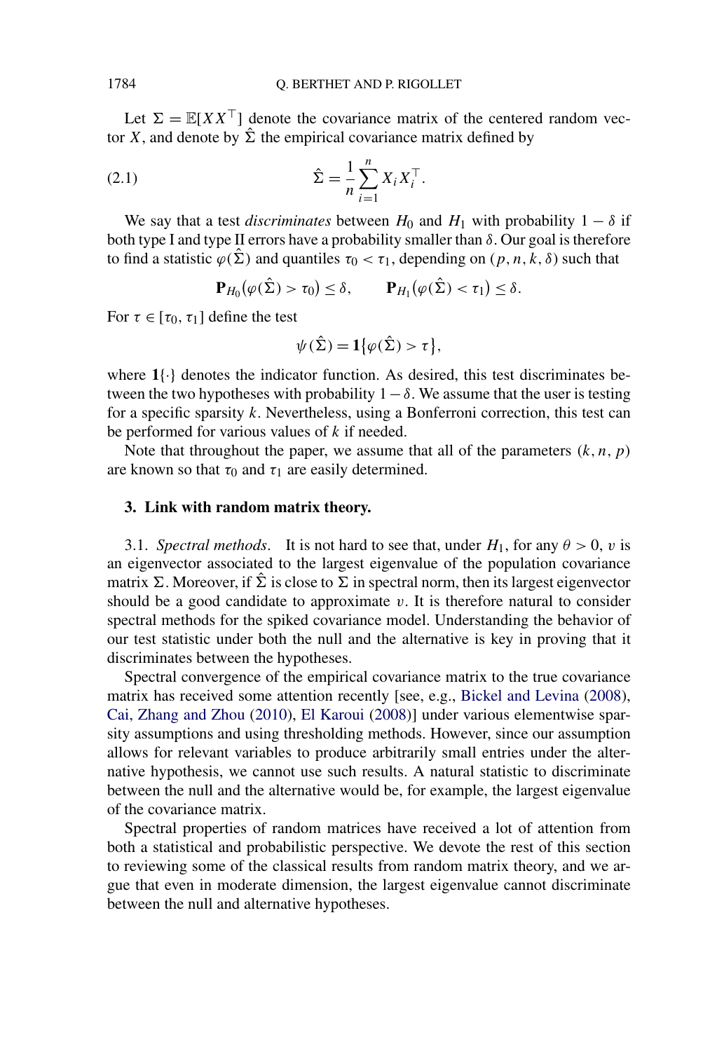Let $\Sigma = \mathbb{E}[XX^\top]$ denote the covariance matrix of the centered random vector $X$, and denote by $\hat{\Sigma}$ the empirical covariance matrix defined by

$$\hat{\Sigma} = \frac{1}{n}\sum_{i=1}^{n} X_i X_i^\top. \tag{2.1}$$

We say that a test *discriminates* between $H_0$ and $H_1$ with probability $1-\delta$ if both type I and type II errors have a probability smaller than $\delta$. Our goal is therefore to find a statistic $\varphi(\hat{\Sigma})$ and quantiles $\tau_0 < \tau_1$, depending on $(p, n, k, \delta)$ such that

$$\mathbf{P}_{H_0}\big(\varphi(\hat{\Sigma}) > \tau_0\big) \le \delta, \qquad \mathbf{P}_{H_1}\big(\varphi(\hat{\Sigma}) < \tau_1\big) \le \delta.$$

For $\tau \in [\tau_0, \tau_1]$ define the test

$$\psi(\hat{\Sigma}) = \mathbf{1}\{\varphi(\hat{\Sigma}) > \tau\},$$

where $\mathbf{1}\{\cdot\}$ denotes the indicator function. As desired, this test discriminates between the two hypotheses with probability $1-\delta$. We assume that the user is testing for a specific sparsity $k$. Nevertheless, using a Bonferroni correction, this test can be performed for various values of $k$ if needed.

Note that throughout the paper, we assume that all of the parameters $(k, n, p)$ are known so that $\tau_0$ and $\tau_1$ are easily determined.

## 3. Link with random matrix theory.

3.1. *Spectral methods*. It is not hard to see that, under $H_1$, for any $\theta > 0$, $v$ is an eigenvector associated to the largest eigenvalue of the population covariance matrix $\Sigma$. Moreover, if $\hat{\Sigma}$ is close to $\Sigma$ in spectral norm, then its largest eigenvector should be a good candidate to approximate $v$. It is therefore natural to consider spectral methods for the spiked covariance model. Understanding the behavior of our test statistic under both the null and the alternative is key in proving that it discriminates between the hypotheses.

Spectral convergence of the empirical covariance matrix to the true covariance matrix has received some attention recently [see, e.g., Bickel and Levina (2008), Cai, Zhang and Zhou (2010), El Karoui (2008)] under various elementwise sparsity assumptions and using thresholding methods. However, since our assumption allows for relevant variables to produce arbitrarily small entries under the alternative hypothesis, we cannot use such results. A natural statistic to discriminate between the null and the alternative would be, for example, the largest eigenvalue of the covariance matrix.

Spectral properties of random matrices have received a lot of attention from both a statistical and probabilistic perspective. We devote the rest of this section to reviewing some of the classical results from random matrix theory, and we argue that even in moderate dimension, the largest eigenvalue cannot discriminate between the null and alternative hypotheses.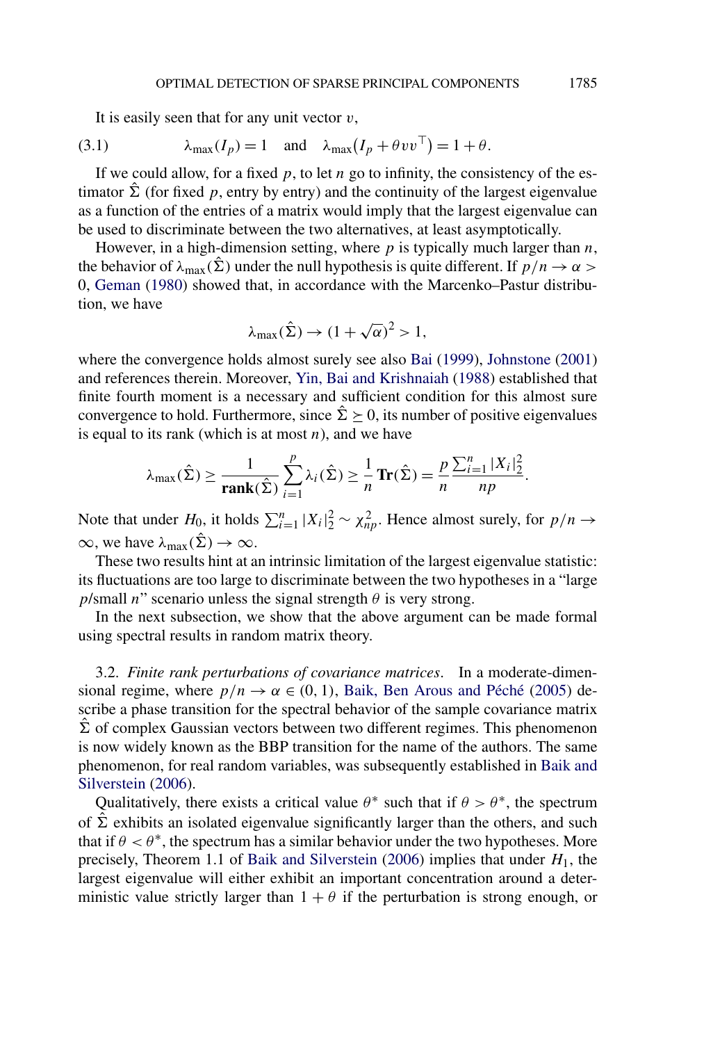It is easily seen that for any unit vector $v$,

$$\lambda_{\max}(I_p) = 1 \quad \text{and} \quad \lambda_{\max}(I_p + \theta v v^\top) = 1 + \theta. \tag{3.1}$$

If we could allow, for a fixed $p$, to let $n$ go to infinity, the consistency of the estimator $\hat{\Sigma}$ (for fixed $p$, entry by entry) and the continuity of the largest eigenvalue as a function of the entries of a matrix would imply that the largest eigenvalue can be used to discriminate between the two alternatives, at least asymptotically.

However, in a high-dimension setting, where $p$ is typically much larger than $n$, the behavior of $\lambda_{\max}(\hat{\Sigma})$ under the null hypothesis is quite different. If $p/n \to \alpha > 0$, Geman (1980) showed that, in accordance with the Marcenko–Pastur distribution, we have

$$\lambda_{\max}(\hat{\Sigma}) \to (1 + \sqrt{\alpha})^2 > 1,$$

where the convergence holds almost surely see also Bai (1999), Johnstone (2001) and references therein. Moreover, Yin, Bai and Krishnaiah (1988) established that finite fourth moment is a necessary and sufficient condition for this almost sure convergence to hold. Furthermore, since $\hat{\Sigma} \succeq 0$, its number of positive eigenvalues is equal to its rank (which is at most $n$), and we have

$$\lambda_{\max}(\hat{\Sigma}) \geq \frac{1}{\mathbf{rank}(\hat{\Sigma})} \sum_{i=1}^{p} \lambda_i(\hat{\Sigma}) \geq \frac{1}{n} \mathbf{Tr}(\hat{\Sigma}) = \frac{p}{n} \frac{\sum_{i=1}^{n} |X_i|_2^2}{np}.$$

Note that under $H_0$, it holds $\sum_{i=1}^{n} |X_i|_2^2 \sim \chi^2_{np}$. Hence almost surely, for $p/n \to \infty$, we have $\lambda_{\max}(\hat{\Sigma}) \to \infty$.

These two results hint at an intrinsic limitation of the largest eigenvalue statistic: its fluctuations are too large to discriminate between the two hypotheses in a "large $p$/small $n$" scenario unless the signal strength $\theta$ is very strong.

In the next subsection, we show that the above argument can be made formal using spectral results in random matrix theory.

3.2. *Finite rank perturbations of covariance matrices.* In a moderate-dimensional regime, where $p/n \to \alpha \in (0, 1)$, Baik, Ben Arous and Péché (2005) describe a phase transition for the spectral behavior of the sample covariance matrix $\hat{\Sigma}$ of complex Gaussian vectors between two different regimes. This phenomenon is now widely known as the BBP transition for the name of the authors. The same phenomenon, for real random variables, was subsequently established in Baik and Silverstein (2006).

Qualitatively, there exists a critical value $\theta^*$ such that if $\theta > \theta^*$, the spectrum of $\hat{\Sigma}$ exhibits an isolated eigenvalue significantly larger than the others, and such that if $\theta < \theta^*$, the spectrum has a similar behavior under the two hypotheses. More precisely, Theorem 1.1 of Baik and Silverstein (2006) implies that under $H_1$, the largest eigenvalue will either exhibit an important concentration around a deterministic value strictly larger than $1 + \theta$ if the perturbation is strong enough, or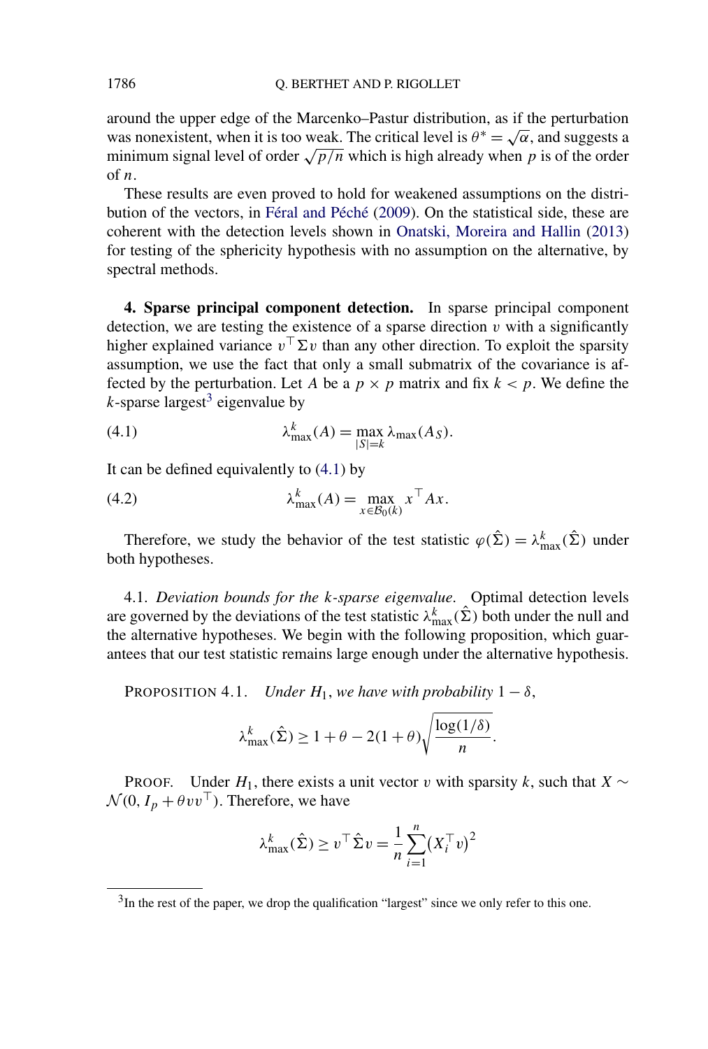around the upper edge of the Marcenko–Pastur distribution, as if the perturbation was nonexistent, when it is too weak. The critical level is $\theta^* = \sqrt{\alpha}$, and suggests a minimum signal level of order $\sqrt{p/n}$ which is high already when $p$ is of the order of $n$.

These results are even proved to hold for weakened assumptions on the distribution of the vectors, in Féral and Péché (2009). On the statistical side, these are coherent with the detection levels shown in Onatski, Moreira and Hallin (2013) for testing of the sphericity hypothesis with no assumption on the alternative, by spectral methods.

**4. Sparse principal component detection.** In sparse principal component detection, we are testing the existence of a sparse direction $v$ with a significantly higher explained variance $v^\top \Sigma v$ than any other direction. To exploit the sparsity assumption, we use the fact that only a small submatrix of the covariance is affected by the perturbation. Let $A$ be a $p \times p$ matrix and fix $k < p$. We define the $k$-sparse largest[3] eigenvalue by

$$\lambda_{\max}^k(A) = \max_{|S|=k} \lambda_{\max}(A_S). \tag{4.1}$$

It can be defined equivalently to (4.1) by

$$\lambda_{\max}^k(A) = \max_{x \in \mathcal{B}_0(k)} x^\top A x. \tag{4.2}$$

Therefore, we study the behavior of the test statistic $\varphi(\hat{\Sigma}) = \lambda_{\max}^k(\hat{\Sigma})$ under both hypotheses.

4.1. *Deviation bounds for the k-sparse eigenvalue.* Optimal detection levels are governed by the deviations of the test statistic $\lambda_{\max}^k(\hat{\Sigma})$ both under the null and the alternative hypotheses. We begin with the following proposition, which guarantees that our test statistic remains large enough under the alternative hypothesis.

PROPOSITION 4.1. *Under $H_1$, we have with probability $1 - \delta$,*

$$\lambda_{\max}^k(\hat{\Sigma}) \geq 1 + \theta - 2(1 + \theta)\sqrt{\frac{\log(1/\delta)}{n}}.$$

PROOF. Under $H_1$, there exists a unit vector $v$ with sparsity $k$, such that $X \sim \mathcal{N}(0, I_p + \theta v v^\top)$. Therefore, we have

$$\lambda_{\max}^k(\hat{\Sigma}) \geq v^\top \hat{\Sigma} v = \frac{1}{n}\sum_{i=1}^n (X_i^\top v)^2$$

[3]In the rest of the paper, we drop the qualification "largest" since we only refer to this one.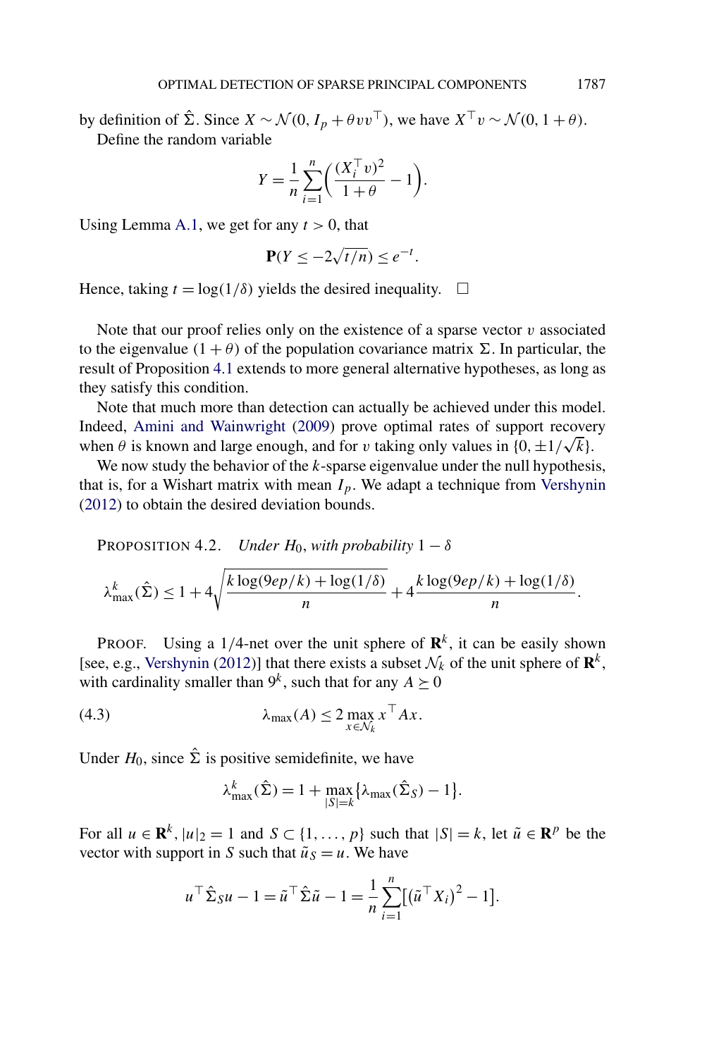by definition of $\hat{\Sigma}$. Since $X \sim \mathcal{N}(0, I_p + \theta v v^\top)$, we have $X^\top v \sim \mathcal{N}(0, 1 + \theta)$.

Define the random variable

$$Y = \frac{1}{n} \sum_{i=1}^n \left( \frac{(X_i^\top v)^2}{1+\theta} - 1 \right).$$

Using Lemma A.1, we get for any $t > 0$, that

$$\mathbf{P}(Y \le -2\sqrt{t/n}) \le e^{-t}.$$

Hence, taking $t = \log(1/\delta)$ yields the desired inequality. $\square$

Note that our proof relies only on the existence of a sparse vector $v$ associated to the eigenvalue $(1+\theta)$ of the population covariance matrix $\Sigma$. In particular, the result of Proposition 4.1 extends to more general alternative hypotheses, as long as they satisfy this condition.

Note that much more than detection can actually be achieved under this model. Indeed, Amini and Wainwright (2009) prove optimal rates of support recovery when $\theta$ is known and large enough, and for $v$ taking only values in $\{0, \pm 1/\sqrt{k}\}$.

We now study the behavior of the $k$-sparse eigenvalue under the null hypothesis, that is, for a Wishart matrix with mean $I_p$. We adapt a technique from Vershynin (2012) to obtain the desired deviation bounds.

PROPOSITION 4.2. *Under $H_0$, with probability $1 - \delta$*

$$\lambda_{\max}^k(\hat{\Sigma}) \le 1 + 4\sqrt{\frac{k \log(9ep/k) + \log(1/\delta)}{n}} + 4\frac{k \log(9ep/k) + \log(1/\delta)}{n}.$$

PROOF. Using a 1/4-net over the unit sphere of $\mathbf{R}^k$, it can be easily shown [see, e.g., Vershynin (2012)] that there exists a subset $\mathcal{N}_k$ of the unit sphere of $\mathbf{R}^k$, with cardinality smaller than $9^k$, such that for any $A \succeq 0$

$$\lambda_{\max}(A) \le 2 \max_{x \in \mathcal{N}_k} x^\top A x. \tag{4.3}$$

Under $H_0$, since $\hat{\Sigma}$ is positive semidefinite, we have

$$\lambda_{\max}^k(\hat{\Sigma}) = 1 + \max_{|S|=k} \{\lambda_{\max}(\hat{\Sigma}_S) - 1\}.$$

For all $u \in \mathbf{R}^k$, $|u|_2 = 1$ and $S \subset \{1, \dots, p\}$ such that $|S| = k$, let $\tilde{u} \in \mathbf{R}^p$ be the vector with support in $S$ such that $\tilde{u}_S = u$. We have

$$u^\top \hat{\Sigma}_S u - 1 = \tilde{u}^\top \hat{\Sigma} \tilde{u} - 1 = \frac{1}{n} \sum_{i=1}^n \left[ (\tilde{u}^\top X_i)^2 - 1 \right].$$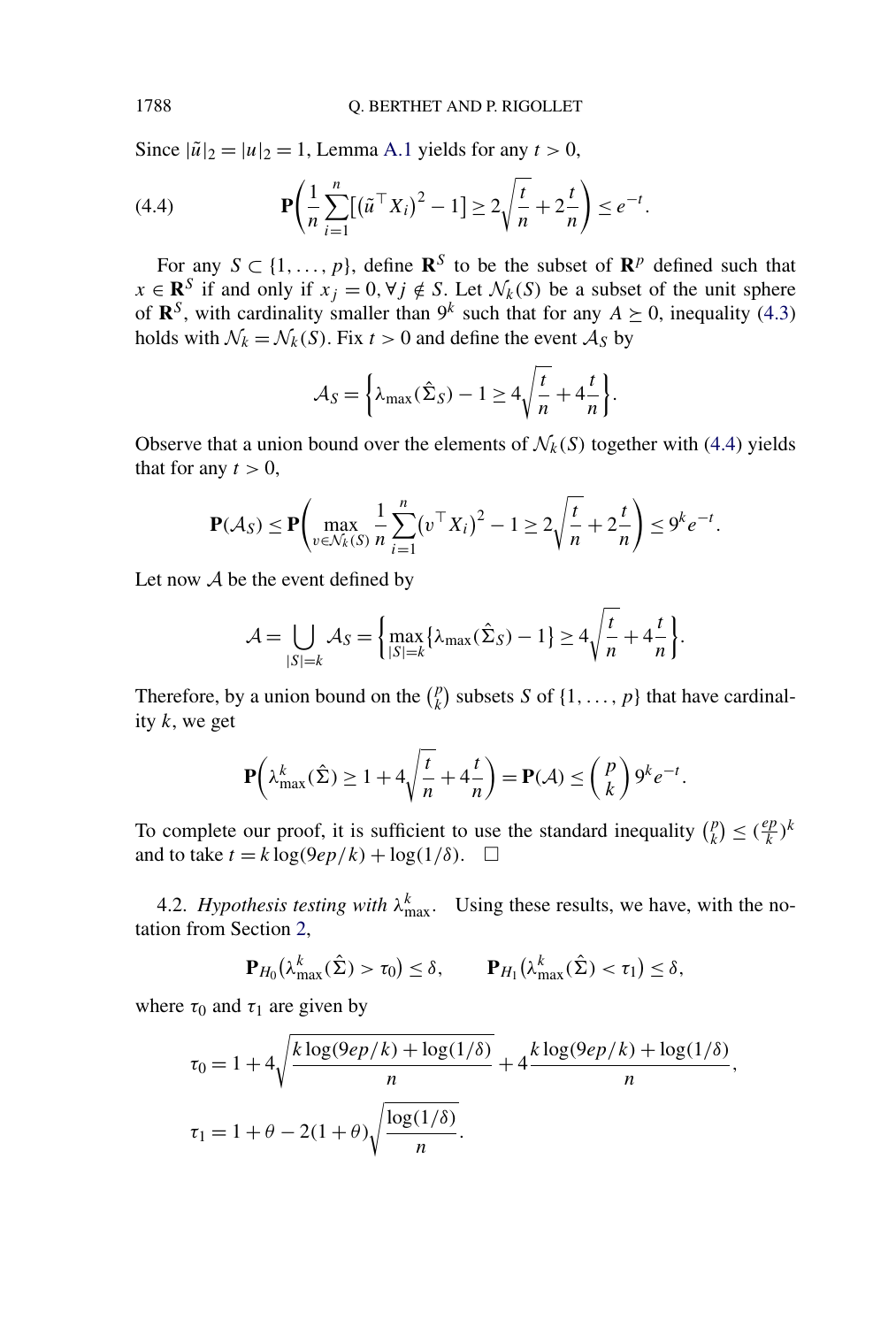Since $|\tilde{u}|_2 = |u|_2 = 1$, Lemma A.1 yields for any $t > 0$,

$$
\mathbf{P}\left(\frac{1}{n}\sum_{i=1}^{n}\left[\left(\tilde{u}^\top X_i\right)^2 - 1\right] \geq 2\sqrt{\frac{t}{n}} + 2\frac{t}{n}\right) \leq e^{-t}. \tag{4.4}
$$

For any $S \subset \{1, \ldots, p\}$, define $\mathbf{R}^S$ to be the subset of $\mathbf{R}^p$ defined such that $x \in \mathbf{R}^S$ if and only if $x_j = 0, \forall j \notin S$. Let $\mathcal{N}_k(S)$ be a subset of the unit sphere of $\mathbf{R}^S$, with cardinality smaller than $9^k$ such that for any $A \succeq 0$, inequality (4.3) holds with $\mathcal{N}_k = \mathcal{N}_k(S)$. Fix $t > 0$ and define the event $\mathcal{A}_S$ by

$$
\mathcal{A}_S = \left\{\lambda_{\max}(\hat{\Sigma}_S) - 1 \geq 4\sqrt{\frac{t}{n}} + 4\frac{t}{n}\right\}.
$$

Observe that a union bound over the elements of $\mathcal{N}_k(S)$ together with (4.4) yields that for any $t > 0$,

$$
\mathbf{P}(\mathcal{A}_S) \leq \mathbf{P}\left(\max_{v \in \mathcal{N}_k(S)} \frac{1}{n}\sum_{i=1}^{n}\left(v^\top X_i\right)^2 - 1 \geq 2\sqrt{\frac{t}{n}} + 2\frac{t}{n}\right) \leq 9^k e^{-t}.
$$

Let now $\mathcal{A}$ be the event defined by

$$
\mathcal{A} = \bigcup_{|S|=k} \mathcal{A}_S = \left\{\max_{|S|=k}\left\{\lambda_{\max}(\hat{\Sigma}_S) - 1\right\} \geq 4\sqrt{\frac{t}{n}} + 4\frac{t}{n}\right\}.
$$

Therefore, by a union bound on the $\binom{p}{k}$ subsets $S$ of $\{1, \ldots, p\}$ that have cardinality $k$, we get

$$
\mathbf{P}\left(\lambda_{\max}^k(\hat{\Sigma}) \geq 1 + 4\sqrt{\frac{t}{n}} + 4\frac{t}{n}\right) = \mathbf{P}(\mathcal{A}) \leq \binom{p}{k} 9^k e^{-t}.
$$

To complete our proof, it is sufficient to use the standard inequality $\binom{p}{k} \leq (\frac{ep}{k})^k$ and to take $t = k\log(9ep/k) + \log(1/\delta)$. $\square$

4.2. *Hypothesis testing with $\lambda_{\max}^k$.* Using these results, we have, with the notation from Section 2,

$$
\mathbf{P}_{H_0}\left(\lambda_{\max}^k(\hat{\Sigma}) > \tau_0\right) \leq \delta, \qquad \mathbf{P}_{H_1}\left(\lambda_{\max}^k(\hat{\Sigma}) < \tau_1\right) \leq \delta,
$$

where $\tau_0$ and $\tau_1$ are given by

$$
\tau_0 = 1 + 4\sqrt{\frac{k\log(9ep/k) + \log(1/\delta)}{n}} + 4\frac{k\log(9ep/k) + \log(1/\delta)}{n},
$$

$$
\tau_1 = 1 + \theta - 2(1+\theta)\sqrt{\frac{\log(1/\delta)}{n}}.
$$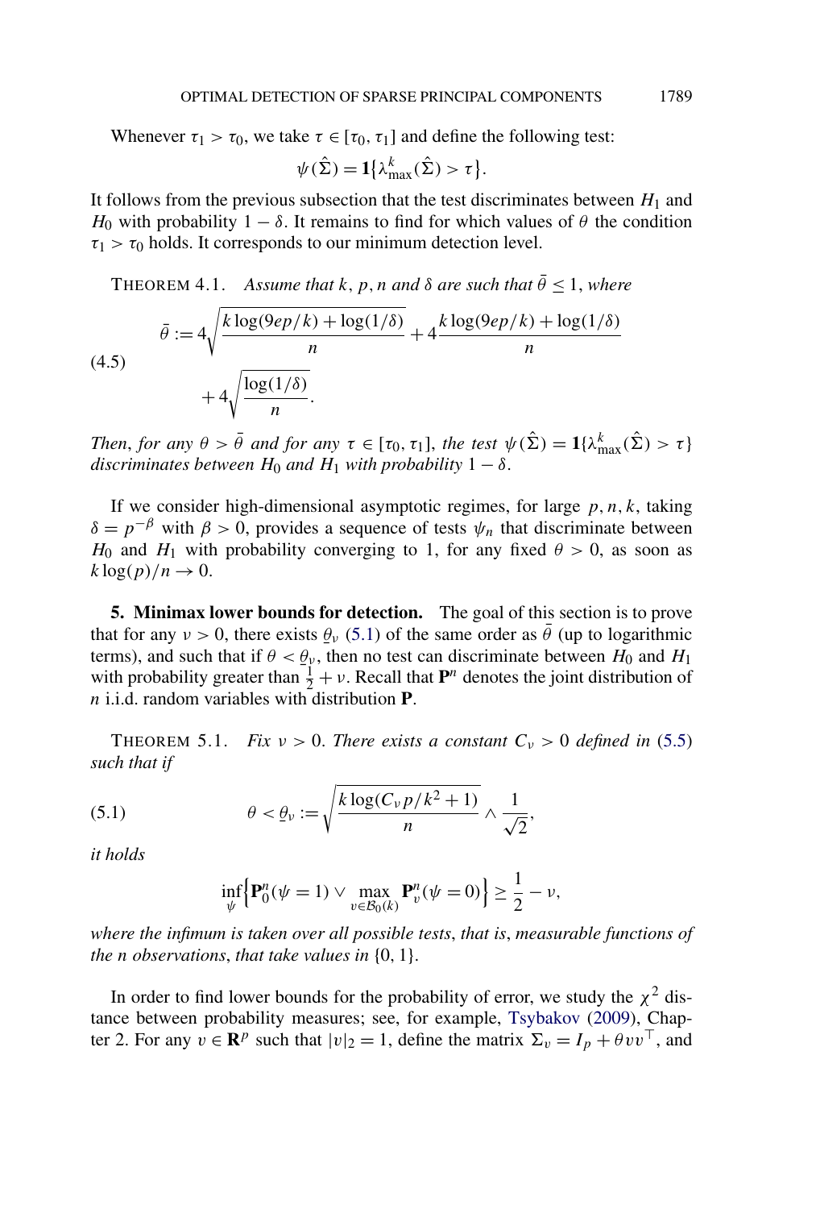Whenever $\tau_1 > \tau_0$, we take $\tau \in [\tau_0, \tau_1]$ and define the following test:

$$\psi(\hat{\Sigma}) = \mathbf{1}\{\lambda^k_{\max}(\hat{\Sigma}) > \tau\}.$$

It follows from the previous subsection that the test discriminates between $H_1$ and $H_0$ with probability $1 - \delta$. It remains to find for which values of $\theta$ the condition $\tau_1 > \tau_0$ holds. It corresponds to our minimum detection level.

THEOREM 4.1. *Assume that $k$, $p$, $n$ and $\delta$ are such that $\bar{\theta} \leq 1$, where*

$$\bar{\theta} := 4\sqrt{\frac{k\log(9ep/k) + \log(1/\delta)}{n}} + 4\frac{k\log(9ep/k) + \log(1/\delta)}{n} + 4\sqrt{\frac{\log(1/\delta)}{n}}. \tag{4.5}$$

*Then, for any $\theta > \bar{\theta}$ and for any $\tau \in [\tau_0, \tau_1]$, the test $\psi(\hat{\Sigma}) = \mathbf{1}\{\lambda^k_{\max}(\hat{\Sigma}) > \tau\}$ discriminates between $H_0$ and $H_1$ with probability $1 - \delta$.*

If we consider high-dimensional asymptotic regimes, for large $p, n, k$, taking $\delta = p^{-\beta}$ with $\beta > 0$, provides a sequence of tests $\psi_n$ that discriminate between $H_0$ and $H_1$ with probability converging to 1, for any fixed $\theta > 0$, as soon as $k\log(p)/n \to 0$.

## 5. Minimax lower bounds for detection.

The goal of this section is to prove that for any $\nu > 0$, there exists $\underline{\theta}_\nu$ (5.1) of the same order as $\bar{\theta}$ (up to logarithmic terms), and such that if $\theta < \underline{\theta}_\nu$, then no test can discriminate between $H_0$ and $H_1$ with probability greater than $\frac{1}{2} + \nu$. Recall that $\mathbf{P}^n$ denotes the joint distribution of $n$ i.i.d. random variables with distribution $\mathbf{P}$.

THEOREM 5.1. *Fix $\nu > 0$. There exists a constant $C_\nu > 0$ defined in (5.5) such that if*

$$\theta < \underline{\theta}_\nu := \sqrt{\frac{k\log(C_\nu p/k^2 + 1)}{n}} \wedge \frac{1}{\sqrt{2}}, \tag{5.1}$$

*it holds*

$$\inf_{\psi}\Big\{\mathbf{P}^n_0(\psi = 1) \vee \max_{v \in \mathcal{B}_0(k)} \mathbf{P}^n_v(\psi = 0)\Big\} \geq \frac{1}{2} - \nu,$$

*where the infimum is taken over all possible tests, that is, measurable functions of the $n$ observations, that take values in $\{0, 1\}$.*

In order to find lower bounds for the probability of error, we study the $\chi^2$ distance between probability measures; see, for example, Tsybakov (2009), Chapter 2. For any $v \in \mathbf{R}^p$ such that $|v|_2 = 1$, define the matrix $\Sigma_v = I_p + \theta vv^\top$, and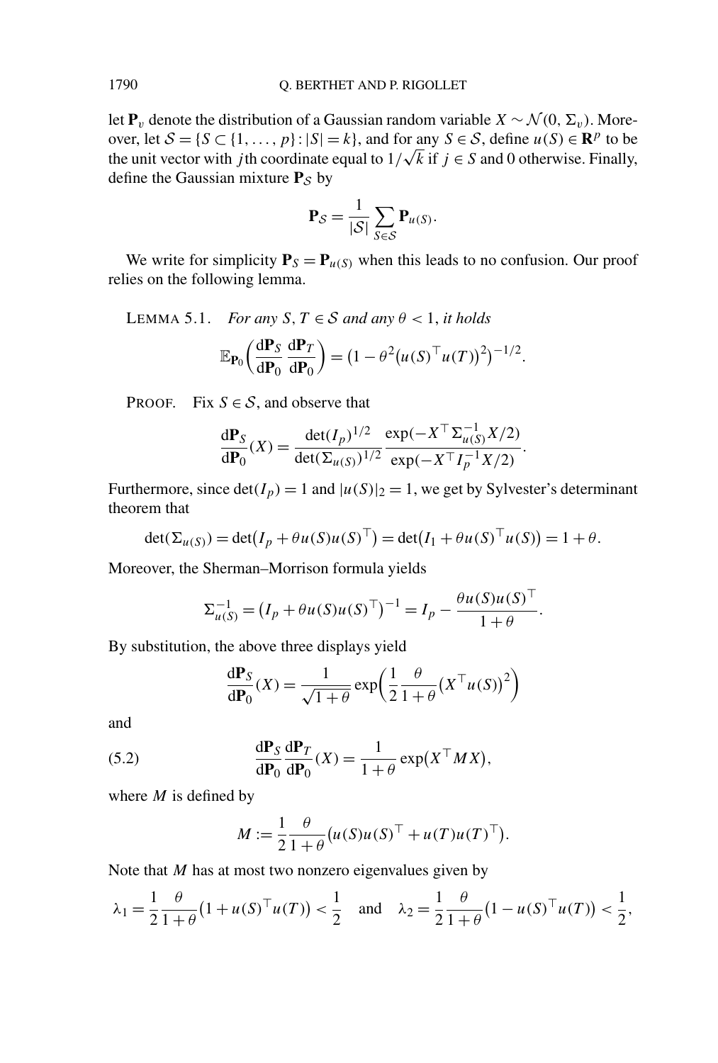let $\mathbf{P}_v$ denote the distribution of a Gaussian random variable $X \sim \mathcal{N}(0, \Sigma_v)$. Moreover, let $\mathcal{S} = \{S \subset \{1, \dots, p\} : |S| = k\}$, and for any $S \in \mathcal{S}$, define $u(S) \in \mathbf{R}^p$ to be the unit vector with $j$th coordinate equal to $1/\sqrt{k}$ if $j \in S$ and 0 otherwise. Finally, define the Gaussian mixture $\mathbf{P}_{\mathcal{S}}$ by

$$\mathbf{P}_{\mathcal{S}} = \frac{1}{|\mathcal{S}|} \sum_{S \in \mathcal{S}} \mathbf{P}_{u(S)}.$$

We write for simplicity $\mathbf{P}_S = \mathbf{P}_{u(S)}$ when this leads to no confusion. Our proof relies on the following lemma.

LEMMA 5.1. *For any $S, T \in \mathcal{S}$ and any $\theta < 1$, it holds*

$$\mathbb{E}_{\mathbf{P}_0}\left(\frac{\mathrm{d}\mathbf{P}_S}{\mathrm{d}\mathbf{P}_0} \frac{\mathrm{d}\mathbf{P}_T}{\mathrm{d}\mathbf{P}_0}\right) = \left(1 - \theta^2 \left(u(S)^\top u(T)\right)^2\right)^{-1/2}.$$

PROOF. Fix $S \in \mathcal{S}$, and observe that

$$\frac{\mathrm{d}\mathbf{P}_S}{\mathrm{d}\mathbf{P}_0}(X) = \frac{\det(I_p)^{1/2}}{\det(\Sigma_{u(S)})^{1/2}} \frac{\exp(-X^\top \Sigma_{u(S)}^{-1} X/2)}{\exp(-X^\top I_p^{-1} X/2)}.$$

Furthermore, since $\det(I_p) = 1$ and $|u(S)|_2 = 1$, we get by Sylvester's determinant theorem that

$$\det(\Sigma_{u(S)}) = \det\left(I_p + \theta u(S) u(S)^\top\right) = \det\left(I_1 + \theta u(S)^\top u(S)\right) = 1 + \theta.$$

Moreover, the Sherman–Morrison formula yields

$$\Sigma_{u(S)}^{-1} = \left(I_p + \theta u(S) u(S)^\top\right)^{-1} = I_p - \frac{\theta u(S) u(S)^\top}{1 + \theta}.$$

By substitution, the above three displays yield

$$\frac{\mathrm{d}\mathbf{P}_S}{\mathrm{d}\mathbf{P}_0}(X) = \frac{1}{\sqrt{1 + \theta}} \exp\left(\frac{1}{2} \frac{\theta}{1 + \theta} \left(X^\top u(S)\right)^2\right)$$

and

$$\frac{\mathrm{d}\mathbf{P}_S}{\mathrm{d}\mathbf{P}_0} \frac{\mathrm{d}\mathbf{P}_T}{\mathrm{d}\mathbf{P}_0}(X) = \frac{1}{1 + \theta} \exp\left(X^\top M X\right), \tag{5.2}$$

where $M$ is defined by

$$M := \frac{1}{2} \frac{\theta}{1 + \theta} \left(u(S) u(S)^\top + u(T) u(T)^\top\right).$$

Note that $M$ has at most two nonzero eigenvalues given by

$$\lambda_1 = \frac{1}{2} \frac{\theta}{1 + \theta} \left(1 + u(S)^\top u(T)\right) < \frac{1}{2} \quad \text{and} \quad \lambda_2 = \frac{1}{2} \frac{\theta}{1 + \theta} \left(1 - u(S)^\top u(T)\right) < \frac{1}{2},$$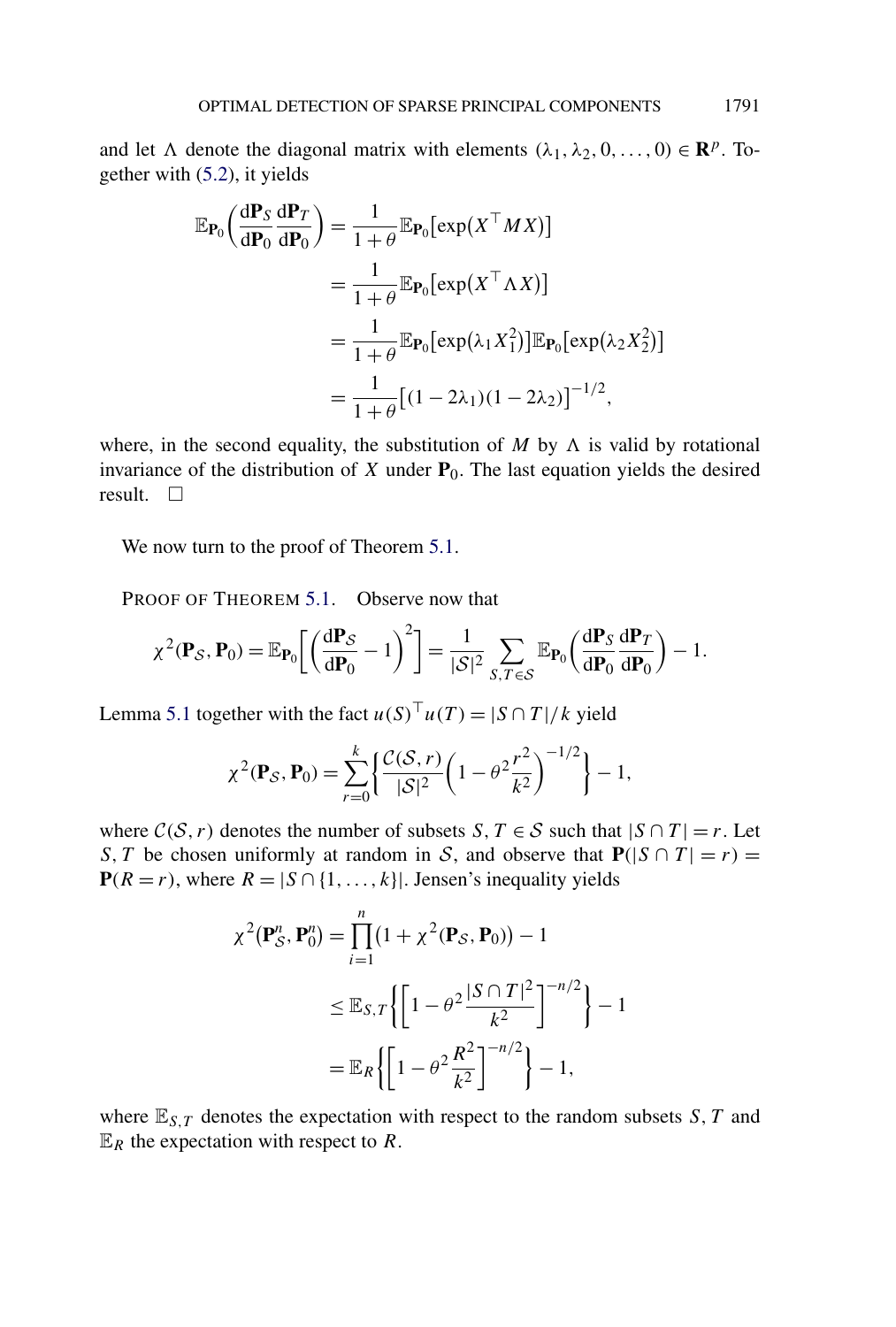and let $\Lambda$ denote the diagonal matrix with elements $(\lambda_1, \lambda_2, 0, \dots, 0) \in \mathbf{R}^p$. Together with (5.2), it yields

$$
\begin{aligned}
\mathbb{E}_{\mathbf{P}_0}\left(\frac{\mathrm{d}\mathbf{P}_S}{\mathrm{d}\mathbf{P}_0}\frac{\mathrm{d}\mathbf{P}_T}{\mathrm{d}\mathbf{P}_0}\right) &= \frac{1}{1+\theta}\mathbb{E}_{\mathbf{P}_0}\left[\exp\left(X^\top M X\right)\right] \\
&= \frac{1}{1+\theta}\mathbb{E}_{\mathbf{P}_0}\left[\exp\left(X^\top \Lambda X\right)\right] \\
&= \frac{1}{1+\theta}\mathbb{E}_{\mathbf{P}_0}\left[\exp\left(\lambda_1 X_1^2\right)\right]\mathbb{E}_{\mathbf{P}_0}\left[\exp\left(\lambda_2 X_2^2\right)\right] \\
&= \frac{1}{1+\theta}\left[(1-2\lambda_1)(1-2\lambda_2)\right]^{-1/2},
\end{aligned}
$$

where, in the second equality, the substitution of $M$ by $\Lambda$ is valid by rotational invariance of the distribution of $X$ under $\mathbf{P}_0$. The last equation yields the desired result. $\square$

We now turn to the proof of Theorem 5.1.

PROOF OF THEOREM 5.1. Observe now that

$$
\chi^2(\mathbf{P}_{\mathcal{S}}, \mathbf{P}_0) = \mathbb{E}_{\mathbf{P}_0}\left[\left(\frac{\mathrm{d}\mathbf{P}_{\mathcal{S}}}{\mathrm{d}\mathbf{P}_0} - 1\right)^2\right] = \frac{1}{|\mathcal{S}|^2}\sum_{S,T\in\mathcal{S}}\mathbb{E}_{\mathbf{P}_0}\left(\frac{\mathrm{d}\mathbf{P}_S}{\mathrm{d}\mathbf{P}_0}\frac{\mathrm{d}\mathbf{P}_T}{\mathrm{d}\mathbf{P}_0}\right) - 1.
$$

Lemma 5.1 together with the fact $u(S)^\top u(T) = |S \cap T|/k$ yield

$$
\chi^2(\mathbf{P}_{\mathcal{S}}, \mathbf{P}_0) = \sum_{r=0}^{k}\left\{\frac{\mathcal{C}(\mathcal{S}, r)}{|\mathcal{S}|^2}\left(1 - \theta^2\frac{r^2}{k^2}\right)^{-1/2}\right\} - 1,
$$

where $\mathcal{C}(\mathcal{S}, r)$ denotes the number of subsets $S, T \in \mathcal{S}$ such that $|S \cap T| = r$. Let $S, T$ be chosen uniformly at random in $\mathcal{S}$, and observe that $\mathbf{P}(|S \cap T| = r) = \mathbf{P}(R = r)$, where $R = |S \cap \{1, \dots, k\}|$. Jensen's inequality yields

$$
\begin{aligned}
\chi^2\left(\mathbf{P}_{\mathcal{S}}^n, \mathbf{P}_0^n\right) &= \prod_{i=1}^{n}\left(1 + \chi^2(\mathbf{P}_{\mathcal{S}}, \mathbf{P}_0)\right) - 1 \\
&\le \mathbb{E}_{S,T}\left\{\left[1 - \theta^2\frac{|S \cap T|^2}{k^2}\right]^{-n/2}\right\} - 1 \\
&= \mathbb{E}_R\left\{\left[1 - \theta^2\frac{R^2}{k^2}\right]^{-n/2}\right\} - 1,
\end{aligned}
$$

where $\mathbb{E}_{S,T}$ denotes the expectation with respect to the random subsets $S, T$ and $\mathbb{E}_R$ the expectation with respect to $R$.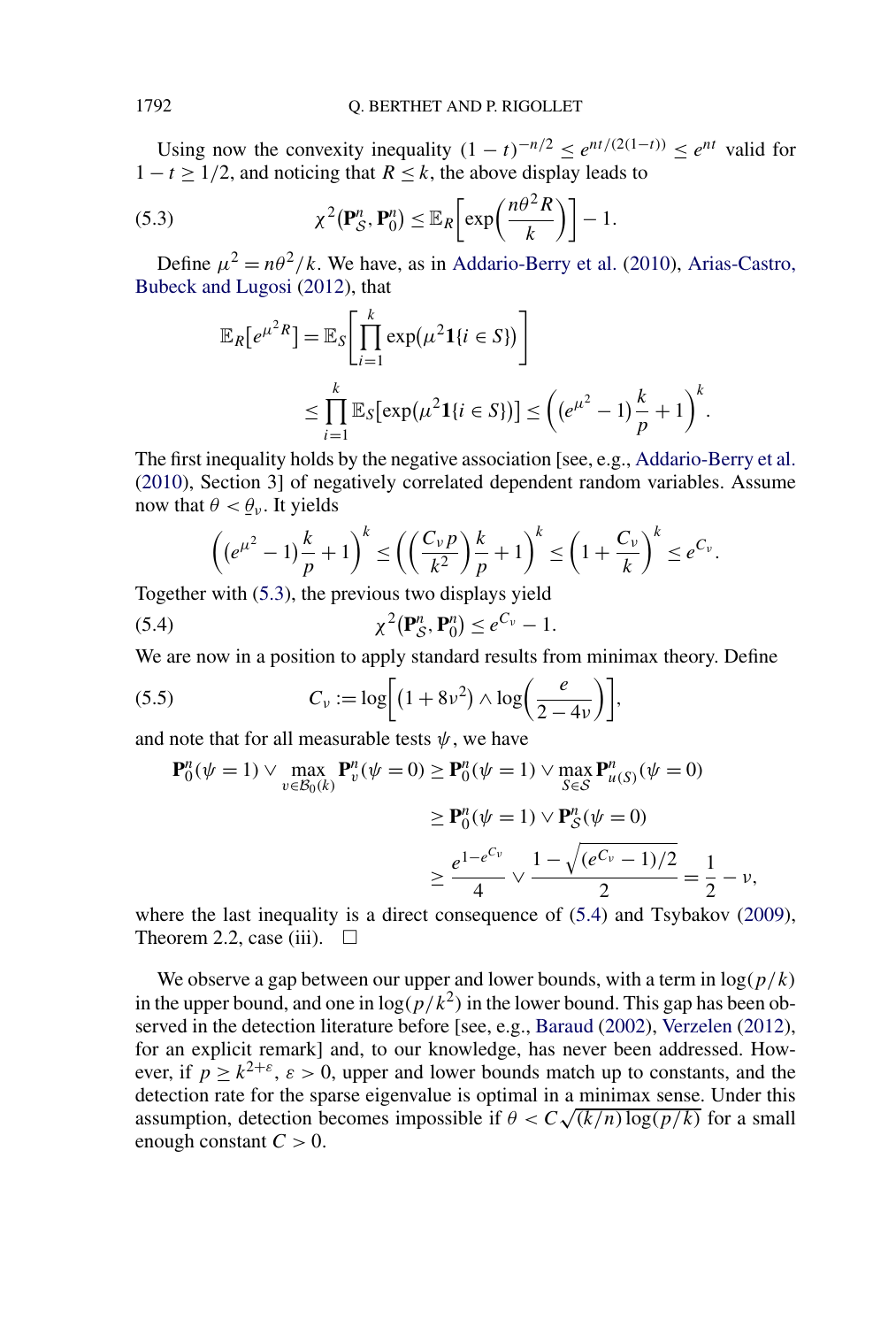Using now the convexity inequality $(1-t)^{-n/2} \le e^{nt/(2(1-t))} \le e^{nt}$ valid for $1-t \ge 1/2$, and noticing that $R \le k$, the above display leads to

$$\chi^2(\mathbf{P}^n_{\mathcal{S}}, \mathbf{P}^n_0) \le \mathbb{E}_R\left[\exp\left(\frac{n\theta^2 R}{k}\right)\right] - 1. \tag{5.3}$$

Define $\mu^2 = n\theta^2/k$. We have, as in Addario-Berry et al. (2010), Arias-Castro, Bubeck and Lugosi (2012), that

$$\begin{aligned}
\mathbb{E}_R[e^{\mu^2 R}] &= \mathbb{E}_S\left[\prod_{i=1}^{k} \exp(\mu^2 \mathbf{1}\{i \in S\})\right] \\
&\le \prod_{i=1}^{k} \mathbb{E}_S[\exp(\mu^2 \mathbf{1}\{i \in S\})] \le \left((e^{\mu^2} - 1)\frac{k}{p} + 1\right)^k.
\end{aligned}$$

The first inequality holds by the negative association [see, e.g., Addario-Berry et al. (2010), Section 3] of negatively correlated dependent random variables. Assume now that $\theta < \underline{\theta}_\nu$. It yields

$$\left((e^{\mu^2} - 1)\frac{k}{p} + 1\right)^k \le \left(\left(\frac{C_\nu p}{k^2}\right)\frac{k}{p} + 1\right)^k \le \left(1 + \frac{C_\nu}{k}\right)^k \le e^{C_\nu}.$$

Together with (5.3), the previous two displays yield

$$\chi^2(\mathbf{P}^n_{\mathcal{S}}, \mathbf{P}^n_0) \le e^{C_\nu} - 1. \tag{5.4}$$

We are now in a position to apply standard results from minimax theory. Define

$$C_\nu := \log\left[(1 + 8\nu^2) \wedge \log\left(\frac{e}{2 - 4\nu}\right)\right], \tag{5.5}$$

and note that for all measurable tests $\psi$, we have

$$\begin{aligned}
\mathbf{P}^n_0(\psi = 1) \vee \max_{v \in \mathcal{B}_0(k)} \mathbf{P}^n_v(\psi = 0) &\ge \mathbf{P}^n_0(\psi = 1) \vee \max_{S \in \mathcal{S}} \mathbf{P}^n_{u(S)}(\psi = 0) \\
&\ge \mathbf{P}^n_0(\psi = 1) \vee \mathbf{P}^n_{\mathcal{S}}(\psi = 0) \\
&\ge \frac{e^{1 - e^{C_\nu}}}{4} \vee \frac{1 - \sqrt{(e^{C_\nu} - 1)/2}}{2} = \frac{1}{2} - \nu,
\end{aligned}$$

where the last inequality is a direct consequence of (5.4) and Tsybakov (2009), Theorem 2.2, case (iii). $\square$

We observe a gap between our upper and lower bounds, with a term in $\log(p/k)$ in the upper bound, and one in $\log(p/k^2)$ in the lower bound. This gap has been observed in the detection literature before [see, e.g., Baraud (2002), Verzelen (2012), for an explicit remark] and, to our knowledge, has never been addressed. However, if $p \ge k^{2+\varepsilon}$, $\varepsilon > 0$, upper and lower bounds match up to constants, and the detection rate for the sparse eigenvalue is optimal in a minimax sense. Under this assumption, detection becomes impossible if $\theta < C\sqrt{(k/n)\log(p/k)}$ for a small enough constant $C > 0$.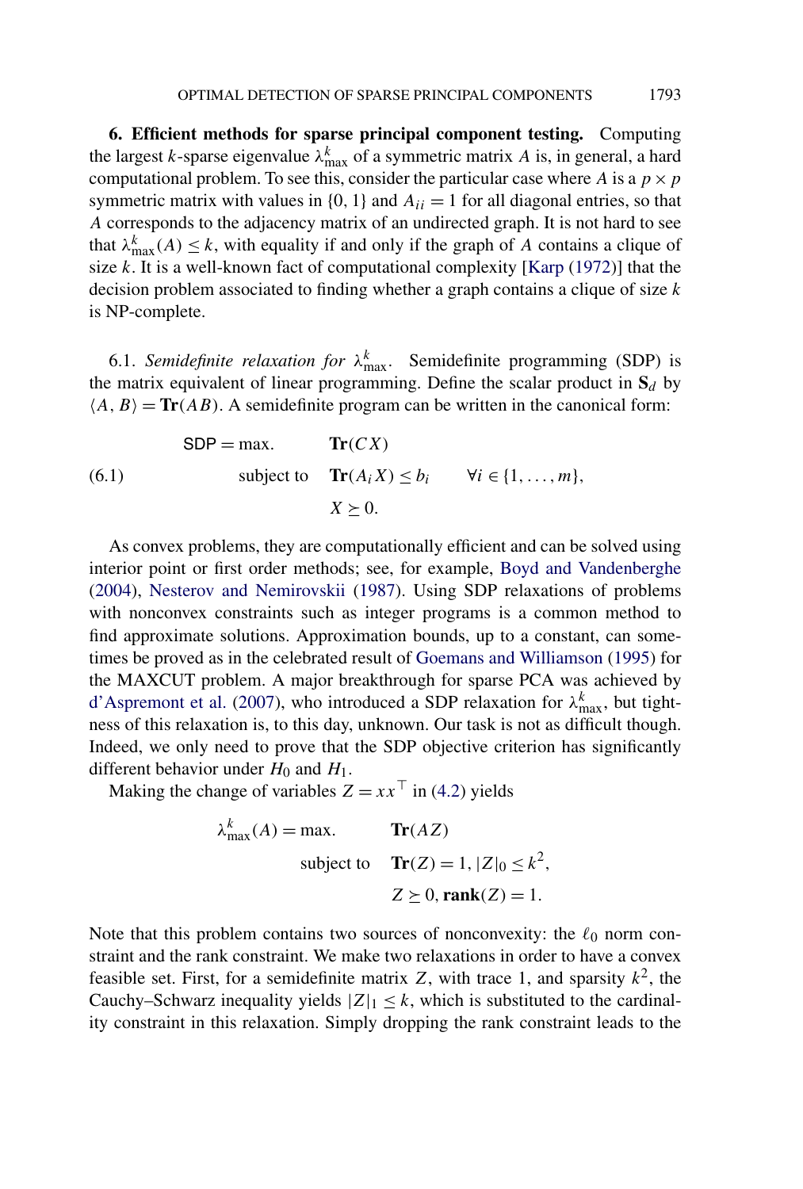## 6. Efficient methods for sparse principal component testing.

Computing the largest $k$-sparse eigenvalue $\lambda^k_{\max}$ of a symmetric matrix $A$ is, in general, a hard computational problem. To see this, consider the particular case where $A$ is a $p \times p$ symmetric matrix with values in $\{0, 1\}$ and $A_{ii} = 1$ for all diagonal entries, so that $A$ corresponds to the adjacency matrix of an undirected graph. It is not hard to see that $\lambda^k_{\max}(A) \leq k$, with equality if and only if the graph of $A$ contains a clique of size $k$. It is a well-known fact of computational complexity [Karp (1972)] that the decision problem associated to finding whether a graph contains a clique of size $k$ is NP-complete.

### 6.1. *Semidefinite relaxation for $\lambda^k_{\max}$.*

Semidefinite programming (SDP) is the matrix equivalent of linear programming. Define the scalar product in $\mathbf{S}_d$ by $\langle A, B\rangle = \mathbf{Tr}(AB)$. A semidefinite program can be written in the canonical form:

$$
\begin{aligned}
\mathsf{SDP} = \max. \quad & \mathbf{Tr}(CX) \\
\text{subject to} \quad & \mathbf{Tr}(A_i X) \leq b_i \qquad \forall i \in \{1, \ldots, m\}, \\
& X \succeq 0.
\end{aligned}
\tag{6.1}
$$

As convex problems, they are computationally efficient and can be solved using interior point or first order methods; see, for example, Boyd and Vandenberghe (2004), Nesterov and Nemirovskii (1987). Using SDP relaxations of problems with nonconvex constraints such as integer programs is a common method to find approximate solutions. Approximation bounds, up to a constant, can sometimes be proved as in the celebrated result of Goemans and Williamson (1995) for the MAXCUT problem. A major breakthrough for sparse PCA was achieved by d'Aspremont et al. (2007), who introduced a SDP relaxation for $\lambda^k_{\max}$, but tightness of this relaxation is, to this day, unknown. Our task is not as difficult though. Indeed, we only need to prove that the SDP objective criterion has significantly different behavior under $H_0$ and $H_1$.

Making the change of variables $Z = xx^\top$ in (4.2) yields

$$
\begin{aligned}
\lambda^k_{\max}(A) = \max. \quad & \mathbf{Tr}(AZ) \\
\text{subject to} \quad & \mathbf{Tr}(Z) = 1, |Z|_0 \leq k^2, \\
& Z \succeq 0, \mathbf{rank}(Z) = 1.
\end{aligned}
$$

Note that this problem contains two sources of nonconvexity: the $\ell_0$ norm constraint and the rank constraint. We make two relaxations in order to have a convex feasible set. First, for a semidefinite matrix $Z$, with trace 1, and sparsity $k^2$, the Cauchy–Schwarz inequality yields $|Z|_1 \leq k$, which is substituted to the cardinality constraint in this relaxation. Simply dropping the rank constraint leads to the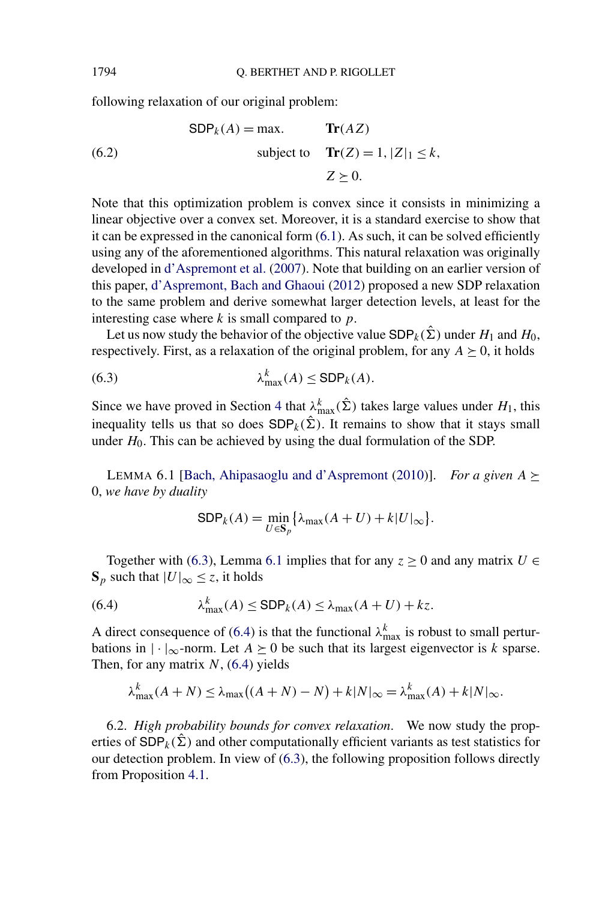following relaxation of our original problem:

$$
\begin{aligned}
\mathsf{SDP}_k(A) = \max. \quad & \mathbf{Tr}(AZ) \\
\text{subject to} \quad & \mathbf{Tr}(Z) = 1, |Z|_1 \le k, \\
& Z \succeq 0.
\end{aligned} \tag{6.2}
$$

Note that this optimization problem is convex since it consists in minimizing a linear objective over a convex set. Moreover, it is a standard exercise to show that it can be expressed in the canonical form (6.1). As such, it can be solved efficiently using any of the aforementioned algorithms. This natural relaxation was originally developed in d'Aspremont et al. (2007). Note that building on an earlier version of this paper, d'Aspremont, Bach and Ghaoui (2012) proposed a new SDP relaxation to the same problem and derive somewhat larger detection levels, at least for the interesting case where $k$ is small compared to $p$.

Let us now study the behavior of the objective value $\mathsf{SDP}_k(\hat{\Sigma})$ under $H_1$ and $H_0$, respectively. First, as a relaxation of the original problem, for any $A \succeq 0$, it holds

$$
\lambda^k_{\max}(A) \le \mathsf{SDP}_k(A). \tag{6.3}
$$

Since we have proved in Section 4 that $\lambda^k_{\max}(\hat{\Sigma})$ takes large values under $H_1$, this inequality tells us that so does $\mathsf{SDP}_k(\hat{\Sigma})$. It remains to show that it stays small under $H_0$. This can be achieved by using the dual formulation of the SDP.

LEMMA 6.1 [Bach, Ahipasaoglu and d'Aspremont (2010)]. *For a given $A \succeq 0$, we have by duality*

$$
\mathsf{SDP}_k(A) = \min_{U \in \mathbf{S}_p} \{\lambda_{\max}(A + U) + k|U|_\infty\}.
$$

Together with (6.3), Lemma 6.1 implies that for any $z \ge 0$ and any matrix $U \in \mathbf{S}_p$ such that $|U|_\infty \le z$, it holds

$$
\lambda^k_{\max}(A) \le \mathsf{SDP}_k(A) \le \lambda_{\max}(A + U) + kz. \tag{6.4}
$$

A direct consequence of (6.4) is that the functional $\lambda^k_{\max}$ is robust to small perturbations in $|\cdot|_\infty$-norm. Let $A \succeq 0$ be such that its largest eigenvector is $k$ sparse. Then, for any matrix $N$, (6.4) yields

$$
\lambda^k_{\max}(A + N) \le \lambda_{\max}\big((A + N) - N\big) + k|N|_\infty = \lambda^k_{\max}(A) + k|N|_\infty.
$$

6.2. *High probability bounds for convex relaxation*. We now study the properties of $\mathsf{SDP}_k(\hat{\Sigma})$ and other computationally efficient variants as test statistics for our detection problem. In view of (6.3), the following proposition follows directly from Proposition 4.1.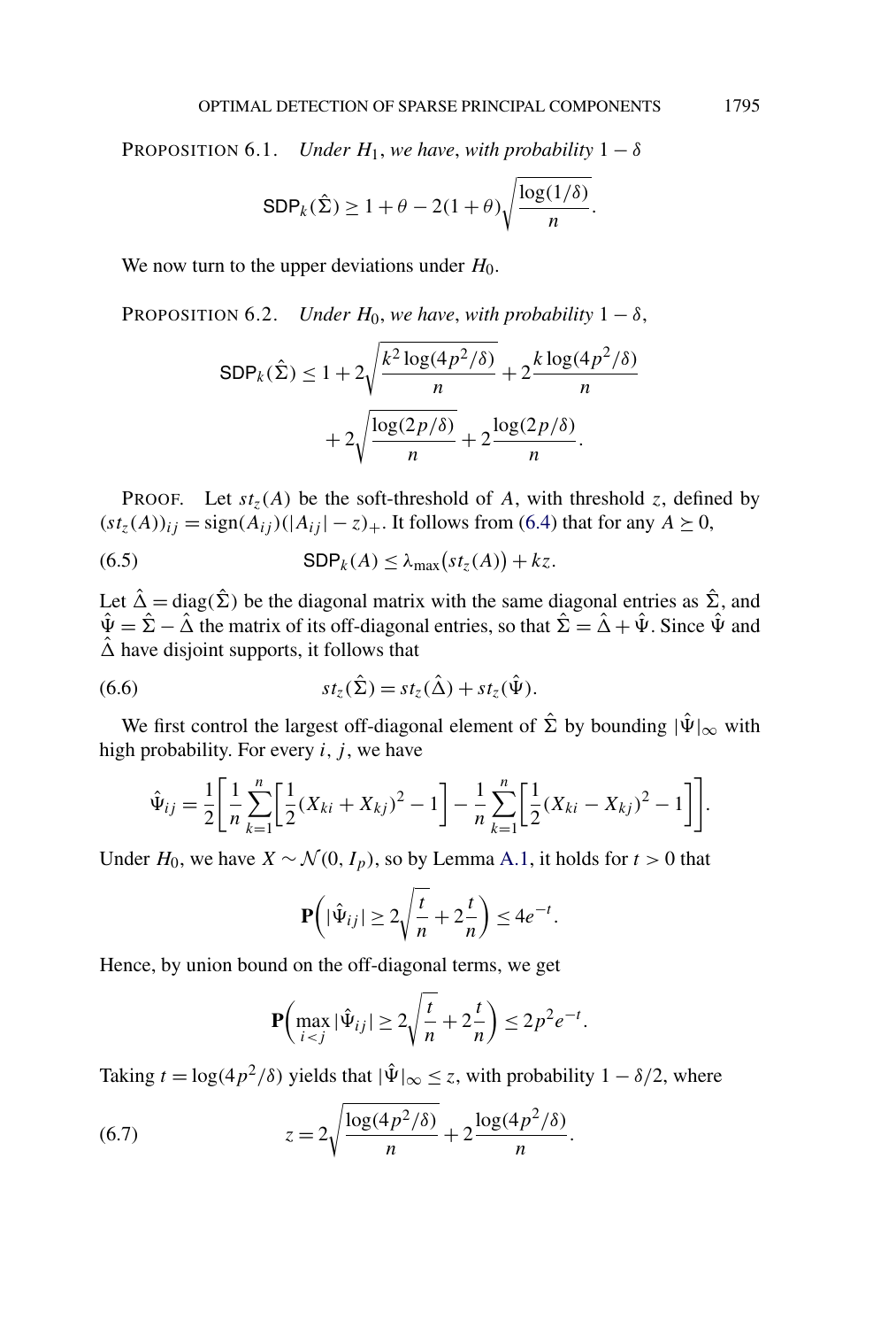PROPOSITION 6.1. *Under $H_1$, we have, with probability $1 - \delta$*

$$\mathsf{SDP}_k(\hat{\Sigma}) \geq 1 + \theta - 2(1+\theta)\sqrt{\frac{\log(1/\delta)}{n}}.$$

We now turn to the upper deviations under $H_0$.

PROPOSITION 6.2. *Under $H_0$, we have, with probability $1 - \delta$,*

$$\mathsf{SDP}_k(\hat{\Sigma}) \leq 1 + 2\sqrt{\frac{k^2 \log(4p^2/\delta)}{n}} + 2\frac{k \log(4p^2/\delta)}{n} + 2\sqrt{\frac{\log(2p/\delta)}{n}} + 2\frac{\log(2p/\delta)}{n}.$$

PROOF. Let $st_z(A)$ be the soft-threshold of $A$, with threshold $z$, defined by $(st_z(A))_{ij} = \operatorname{sign}(A_{ij})(|A_{ij}| - z)_+$. It follows from (6.4) that for any $A \succeq 0$,

$$\mathsf{SDP}_k(A) \leq \lambda_{\max}(st_z(A)) + kz. \tag{6.5}$$

Let $\hat{\Delta} = \operatorname{diag}(\hat{\Sigma})$ be the diagonal matrix with the same diagonal entries as $\hat{\Sigma}$, and $\hat{\Psi} = \hat{\Sigma} - \hat{\Delta}$ the matrix of its off-diagonal entries, so that $\hat{\Sigma} = \hat{\Delta} + \hat{\Psi}$. Since $\hat{\Psi}$ and $\hat{\Delta}$ have disjoint supports, it follows that

$$st_z(\hat{\Sigma}) = st_z(\hat{\Delta}) + st_z(\hat{\Psi}). \tag{6.6}$$

We first control the largest off-diagonal element of $\hat{\Sigma}$ by bounding $|\hat{\Psi}|_\infty$ with high probability. For every $i$, $j$, we have

$$\hat{\Psi}_{ij} = \frac{1}{2}\left[\frac{1}{n}\sum_{k=1}^{n}\left[\frac{1}{2}(X_{ki} + X_{kj})^2 - 1\right] - \frac{1}{n}\sum_{k=1}^{n}\left[\frac{1}{2}(X_{ki} - X_{kj})^2 - 1\right]\right].$$

Under $H_0$, we have $X \sim \mathcal{N}(0, I_p)$, so by Lemma A.1, it holds for $t > 0$ that

$$\mathbf{P}\left(|\hat{\Psi}_{ij}| \geq 2\sqrt{\frac{t}{n}} + 2\frac{t}{n}\right) \leq 4e^{-t}.$$

Hence, by union bound on the off-diagonal terms, we get

$$\mathbf{P}\left(\max_{i<j} |\hat{\Psi}_{ij}| \geq 2\sqrt{\frac{t}{n}} + 2\frac{t}{n}\right) \leq 2p^2 e^{-t}.$$

Taking $t = \log(4p^2/\delta)$ yields that $|\hat{\Psi}|_\infty \leq z$, with probability $1 - \delta/2$, where

$$z = 2\sqrt{\frac{\log(4p^2/\delta)}{n}} + 2\frac{\log(4p^2/\delta)}{n}. \tag{6.7}$$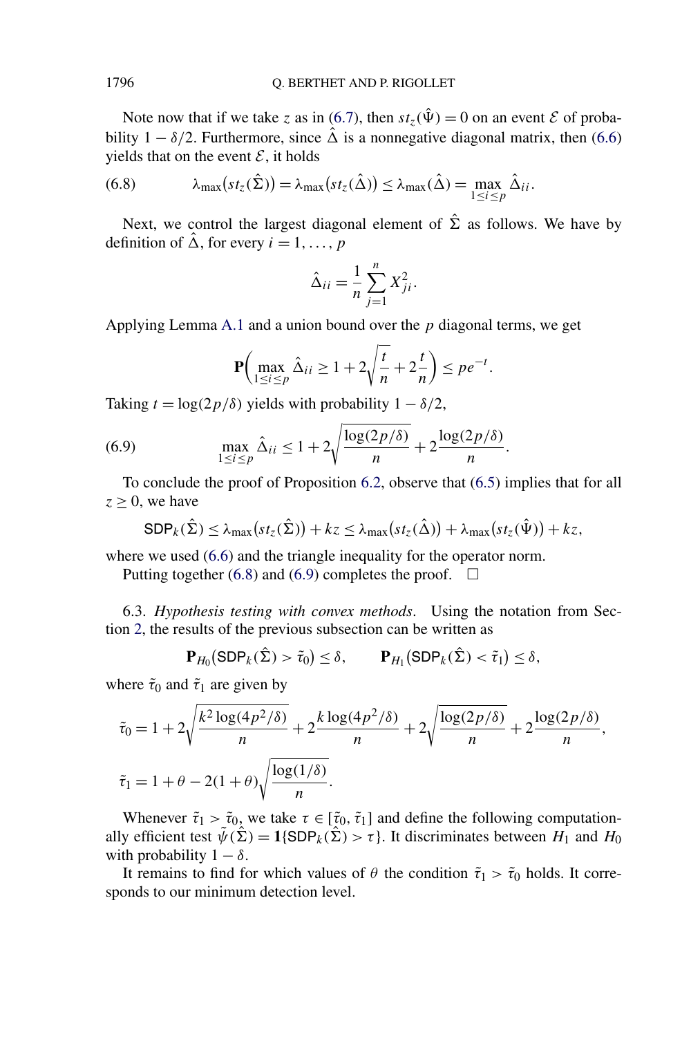Note now that if we take $z$ as in (6.7), then $st_z(\hat{\Psi}) = 0$ on an event $\mathcal{E}$ of probability $1 - \delta/2$. Furthermore, since $\hat{\Delta}$ is a nonnegative diagonal matrix, then (6.6) yields that on the event $\mathcal{E}$, it holds

$$\lambda_{\max}(st_z(\hat{\Sigma})) = \lambda_{\max}(st_z(\hat{\Delta})) \le \lambda_{\max}(\hat{\Delta}) = \max_{1 \le i \le p} \hat{\Delta}_{ii}. \tag{6.8}$$

Next, we control the largest diagonal element of $\hat{\Sigma}$ as follows. We have by definition of $\hat{\Delta}$, for every $i = 1, \dots, p$

$$\hat{\Delta}_{ii} = \frac{1}{n} \sum_{j=1}^{n} X_{ji}^2.$$

Applying Lemma A.1 and a union bound over the $p$ diagonal terms, we get

$$\mathbf{P}\left( \max_{1 \le i \le p} \hat{\Delta}_{ii} \ge 1 + 2\sqrt{\frac{t}{n}} + 2\frac{t}{n} \right) \le p e^{-t}.$$

Taking $t = \log(2p/\delta)$ yields with probability $1 - \delta/2$,

$$\max_{1 \le i \le p} \hat{\Delta}_{ii} \le 1 + 2\sqrt{\frac{\log(2p/\delta)}{n}} + 2\frac{\log(2p/\delta)}{n}. \tag{6.9}$$

To conclude the proof of Proposition 6.2, observe that (6.5) implies that for all $z \ge 0$, we have

$$\mathsf{SDP}_k(\hat{\Sigma}) \le \lambda_{\max}(st_z(\hat{\Sigma})) + kz \le \lambda_{\max}(st_z(\hat{\Delta})) + \lambda_{\max}(st_z(\hat{\Psi})) + kz,$$

where we used (6.6) and the triangle inequality for the operator norm.

Putting together (6.8) and (6.9) completes the proof. $\square$

6.3. *Hypothesis testing with convex methods*. Using the notation from Section 2, the results of the previous subsection can be written as

$$\mathbf{P}_{H_0}(\mathsf{SDP}_k(\hat{\Sigma}) > \tilde{\tau}_0) \le \delta, \qquad \mathbf{P}_{H_1}(\mathsf{SDP}_k(\hat{\Sigma}) < \tilde{\tau}_1) \le \delta,$$

where $\tilde{\tau}_0$ and $\tilde{\tau}_1$ are given by

$$\tilde{\tau}_0 = 1 + 2\sqrt{\frac{k^2 \log(4p^2/\delta)}{n}} + 2\frac{k \log(4p^2/\delta)}{n} + 2\sqrt{\frac{\log(2p/\delta)}{n}} + 2\frac{\log(2p/\delta)}{n},$$

$$\tilde{\tau}_1 = 1 + \theta - 2(1+\theta)\sqrt{\frac{\log(1/\delta)}{n}}.$$

Whenever $\tilde{\tau}_1 > \tilde{\tau}_0$, we take $\tau \in [\tilde{\tau}_0, \tilde{\tau}_1]$ and define the following computationally efficient test $\tilde{\psi}(\hat{\Sigma}) = \mathbf{1}\{\mathsf{SDP}_k(\hat{\Sigma}) > \tau\}$. It discriminates between $H_1$ and $H_0$ with probability $1 - \delta$.

It remains to find for which values of $\theta$ the condition $\tilde{\tau}_1 > \tilde{\tau}_0$ holds. It corresponds to our minimum detection level.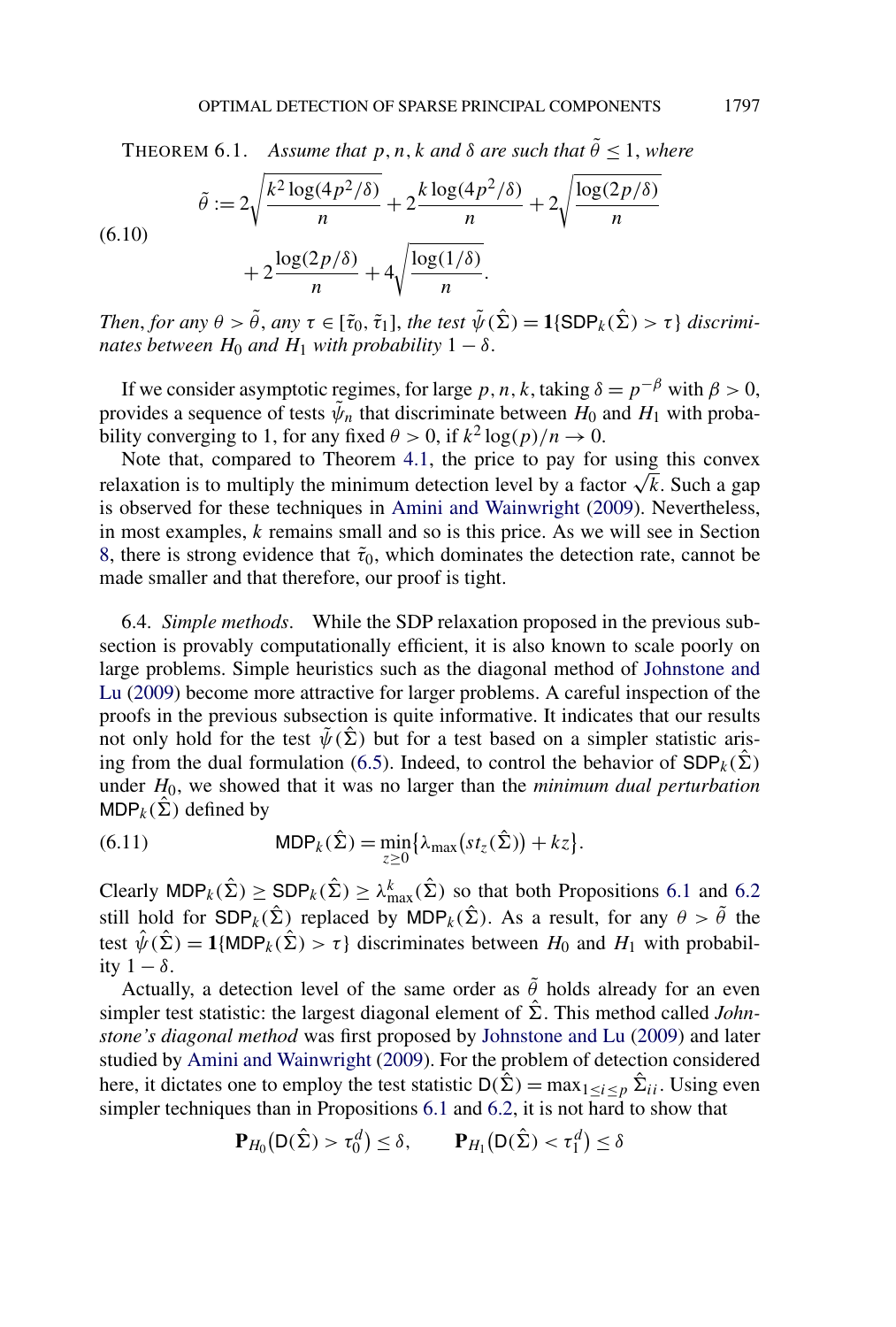THEOREM 6.1. *Assume that* $p, n, k$ *and* $\delta$ *are such that* $\tilde{\theta} \le 1$, *where*

$$\tilde{\theta} := 2\sqrt{\frac{k^2 \log(4p^2/\delta)}{n}} + 2\frac{k \log(4p^2/\delta)}{n} + 2\sqrt{\frac{\log(2p/\delta)}{n}} + 2\frac{\log(2p/\delta)}{n} + 4\sqrt{\frac{\log(1/\delta)}{n}}. \tag{6.10}$$

*Then, for any* $\theta > \tilde{\theta}$, *any* $\tau \in [\tilde{\tau}_0, \tilde{\tau}_1]$, *the test* $\tilde{\psi}(\hat{\Sigma}) = \mathbf{1}\{\mathsf{SDP}_k(\hat{\Sigma}) > \tau\}$ *discriminates between* $H_0$ *and* $H_1$ *with probability* $1 - \delta$.

If we consider asymptotic regimes, for large $p, n, k$, taking $\delta = p^{-\beta}$ with $\beta > 0$, provides a sequence of tests $\tilde{\psi}_n$ that discriminate between $H_0$ and $H_1$ with probability converging to 1, for any fixed $\theta > 0$, if $k^2 \log(p)/n \to 0$.

Note that, compared to Theorem 4.1, the price to pay for using this convex relaxation is to multiply the minimum detection level by a factor $\sqrt{k}$. Such a gap is observed for these techniques in Amini and Wainwright (2009). Nevertheless, in most examples, $k$ remains small and so is this price. As we will see in Section 8, there is strong evidence that $\tilde{\tau}_0$, which dominates the detection rate, cannot be made smaller and that therefore, our proof is tight.

6.4. *Simple methods*. While the SDP relaxation proposed in the previous subsection is provably computationally efficient, it is also known to scale poorly on large problems. Simple heuristics such as the diagonal method of Johnstone and Lu (2009) become more attractive for larger problems. A careful inspection of the proofs in the previous subsection is quite informative. It indicates that our results not only hold for the test $\tilde{\psi}(\hat{\Sigma})$ but for a test based on a simpler statistic arising from the dual formulation (6.5). Indeed, to control the behavior of $\mathsf{SDP}_k(\hat{\Sigma})$ under $H_0$, we showed that it was no larger than the *minimum dual perturbation* $\mathsf{MDP}_k(\hat{\Sigma})$ defined by

$$\mathsf{MDP}_k(\hat{\Sigma}) = \min_{z \ge 0} \{\lambda_{\max}(st_z(\hat{\Sigma})) + kz\}. \tag{6.11}$$

Clearly $\mathsf{MDP}_k(\hat{\Sigma}) \ge \mathsf{SDP}_k(\hat{\Sigma}) \ge \lambda^k_{\max}(\hat{\Sigma})$ so that both Propositions 6.1 and 6.2 still hold for $\mathsf{SDP}_k(\hat{\Sigma})$ replaced by $\mathsf{MDP}_k(\hat{\Sigma})$. As a result, for any $\theta > \tilde{\theta}$ the test $\hat{\psi}(\hat{\Sigma}) = \mathbf{1}\{\mathsf{MDP}_k(\hat{\Sigma}) > \tau\}$ discriminates between $H_0$ and $H_1$ with probability $1 - \delta$.

Actually, a detection level of the same order as $\tilde{\theta}$ holds already for an even simpler test statistic: the largest diagonal element of $\hat{\Sigma}$. This method called *Johnstone's diagonal method* was first proposed by Johnstone and Lu (2009) and later studied by Amini and Wainwright (2009). For the problem of detection considered here, it dictates one to employ the test statistic $\mathsf{D}(\hat{\Sigma}) = \max_{1 \le i \le p} \hat{\Sigma}_{ii}$. Using even simpler techniques than in Propositions 6.1 and 6.2, it is not hard to show that

$$\mathbf{P}_{H_0}(\mathsf{D}(\hat{\Sigma}) > \tau^d_0) \le \delta, \qquad \mathbf{P}_{H_1}(\mathsf{D}(\hat{\Sigma}) < \tau^d_1) \le \delta$$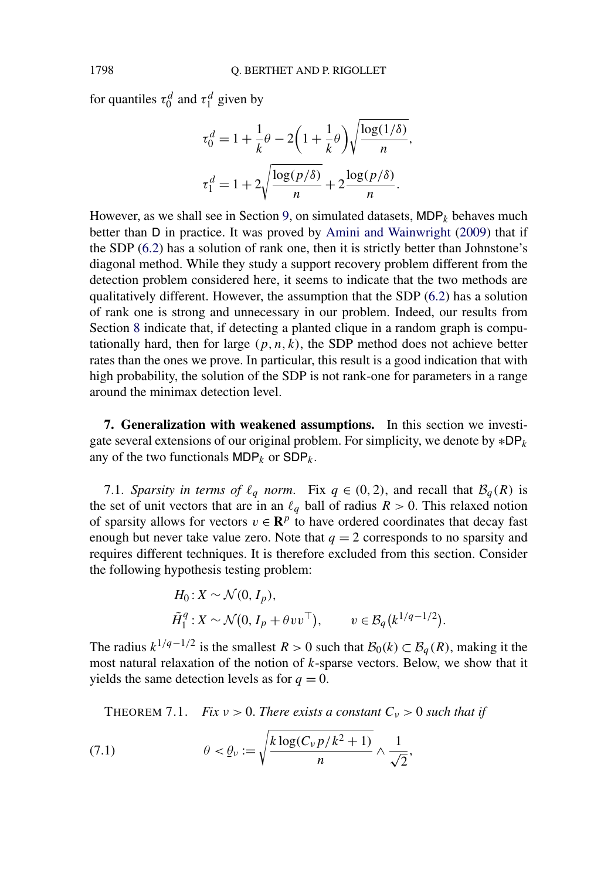for quantiles $\tau_0^d$ and $\tau_1^d$ given by

$$\tau_0^d = 1 + \frac{1}{k}\theta - 2\Big(1 + \frac{1}{k}\theta\Big)\sqrt{\frac{\log(1/\delta)}{n}},$$

$$\tau_1^d = 1 + 2\sqrt{\frac{\log(p/\delta)}{n}} + 2\frac{\log(p/\delta)}{n}.$$

However, as we shall see in Section 9, on simulated datasets, $\mathsf{MDP}_k$ behaves much better than $\mathsf{D}$ in practice. It was proved by Amini and Wainwright (2009) that if the SDP (6.2) has a solution of rank one, then it is strictly better than Johnstone's diagonal method. While they study a support recovery problem different from the detection problem considered here, it seems to indicate that the two methods are qualitatively different. However, the assumption that the SDP (6.2) has a solution of rank one is strong and unnecessary in our problem. Indeed, our results from Section 8 indicate that, if detecting a planted clique in a random graph is computationally hard, then for large $(p, n, k)$, the SDP method does not achieve better rates than the ones we prove. In particular, this result is a good indication that with high probability, the solution of the SDP is not rank-one for parameters in a range around the minimax detection level.

## 7. Generalization with weakened assumptions.

In this section we investigate several extensions of our original problem. For simplicity, we denote by $*\mathsf{DP}_k$ any of the two functionals $\mathsf{MDP}_k$ or $\mathsf{SDP}_k$.

### 7.1. *Sparsity in terms of $\ell_q$ norm.*

Fix $q \in (0, 2)$, and recall that $\mathcal{B}_q(R)$ is the set of unit vectors that are in an $\ell_q$ ball of radius $R > 0$. This relaxed notion of sparsity allows for vectors $v \in \mathbf{R}^p$ to have ordered coordinates that decay fast enough but never take value zero. Note that $q = 2$ corresponds to no sparsity and requires different techniques. It is therefore excluded from this section. Consider the following hypothesis testing problem:

$$H_0 : X \sim \mathcal{N}(0, I_p),$$
$$\tilde{H}_1^q : X \sim \mathcal{N}(0, I_p + \theta v v^\top), \qquad v \in \mathcal{B}_q\big(k^{1/q-1/2}\big).$$

The radius $k^{1/q-1/2}$ is the smallest $R > 0$ such that $\mathcal{B}_0(k) \subset \mathcal{B}_q(R)$, making it the most natural relaxation of the notion of $k$-sparse vectors. Below, we show that it yields the same detection levels as for $q = 0$.

THEOREM 7.1. *Fix $\nu > 0$. There exists a constant $C_\nu > 0$ such that if*

$$\theta < \underline{\theta}_\nu := \sqrt{\frac{k\log(C_\nu p/k^2 + 1)}{n}} \wedge \frac{1}{\sqrt{2}}, \tag{7.1}$$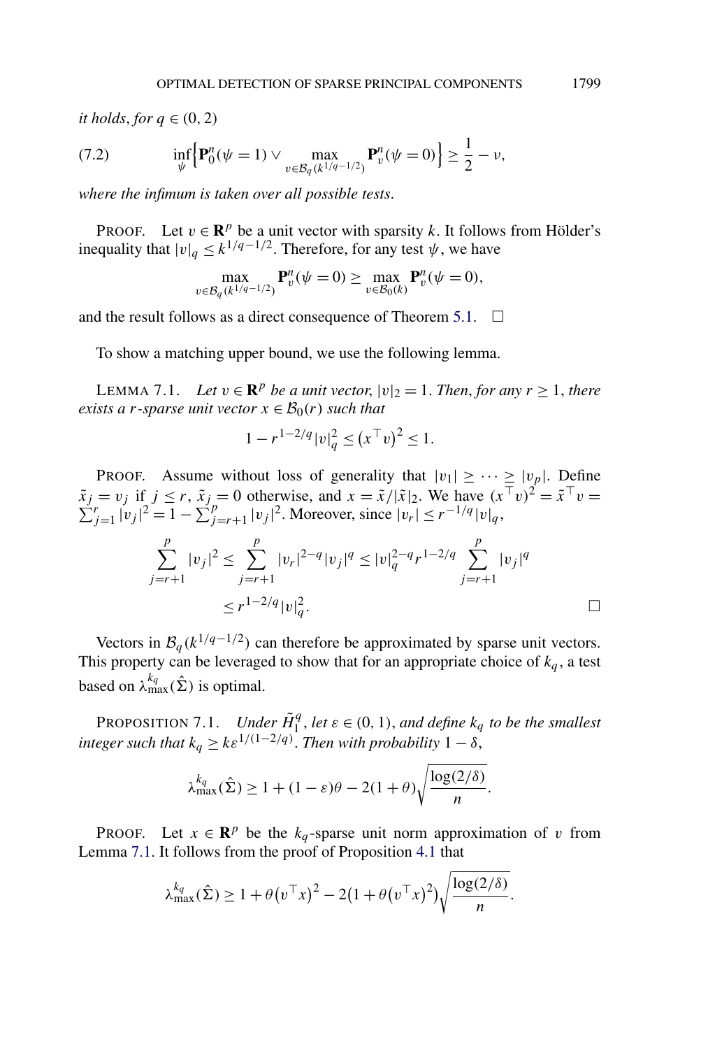*it holds, for $q \in (0, 2)$*

$$\inf_{\psi}\Big\{\mathbf{P}_0^n(\psi = 1) \vee \max_{v \in \mathcal{B}_q(k^{1/q-1/2})} \mathbf{P}_v^n(\psi = 0)\Big\} \geq \frac{1}{2} - \nu, \tag{7.2}$$

*where the infimum is taken over all possible tests.*

PROOF. Let $v \in \mathbf{R}^p$ be a unit vector with sparsity $k$. It follows from Hölder's inequality that $|v|_q \leq k^{1/q-1/2}$. Therefore, for any test $\psi$, we have

$$\max_{v \in \mathcal{B}_q(k^{1/q-1/2})} \mathbf{P}_v^n(\psi = 0) \geq \max_{v \in \mathcal{B}_0(k)} \mathbf{P}_v^n(\psi = 0),$$

and the result follows as a direct consequence of Theorem 5.1. $\square$

To show a matching upper bound, we use the following lemma.

LEMMA 7.1. *Let $v \in \mathbf{R}^p$ be a unit vector, $|v|_2 = 1$. Then, for any $r \geq 1$, there exists a $r$-sparse unit vector $x \in \mathcal{B}_0(r)$ such that*

$$1 - r^{1-2/q}|v|_q^2 \leq (x^\top v)^2 \leq 1.$$

PROOF. Assume without loss of generality that $|v_1| \geq \cdots \geq |v_p|$. Define $\tilde{x}_j = v_j$ if $j \leq r$, $\tilde{x}_j = 0$ otherwise, and $x = \tilde{x}/|\tilde{x}|_2$. We have $(x^\top v)^2 = \tilde{x}^\top v = \sum_{j=1}^r |v_j|^2 = 1 - \sum_{j=r+1}^p |v_j|^2$. Moreover, since $|v_r| \leq r^{-1/q}|v|_q$,

$$\begin{aligned}\sum_{j=r+1}^p |v_j|^2 &\leq \sum_{j=r+1}^p |v_r|^{2-q}|v_j|^q \leq |v|_q^{2-q} r^{1-2/q} \sum_{j=r+1}^p |v_j|^q \\ &\leq r^{1-2/q}|v|_q^2.\end{aligned}$$

$\square$

Vectors in $\mathcal{B}_q(k^{1/q-1/2})$ can therefore be approximated by sparse unit vectors. This property can be leveraged to show that for an appropriate choice of $k_q$, a test based on $\lambda_{\max}^{k_q}(\hat{\Sigma})$ is optimal.

PROPOSITION 7.1. *Under $\tilde{H}_1^q$, let $\varepsilon \in (0, 1)$, and define $k_q$ to be the smallest integer such that $k_q \geq k\varepsilon^{1/(1-2/q)}$. Then with probability $1 - \delta$,*

$$\lambda_{\max}^{k_q}(\hat{\Sigma}) \geq 1 + (1 - \varepsilon)\theta - 2(1 + \theta)\sqrt{\frac{\log(2/\delta)}{n}}.$$

PROOF. Let $x \in \mathbf{R}^p$ be the $k_q$-sparse unit norm approximation of $v$ from Lemma 7.1. It follows from the proof of Proposition 4.1 that

$$\lambda_{\max}^{k_q}(\hat{\Sigma}) \geq 1 + \theta(v^\top x)^2 - 2(1 + \theta(v^\top x)^2)\sqrt{\frac{\log(2/\delta)}{n}}.$$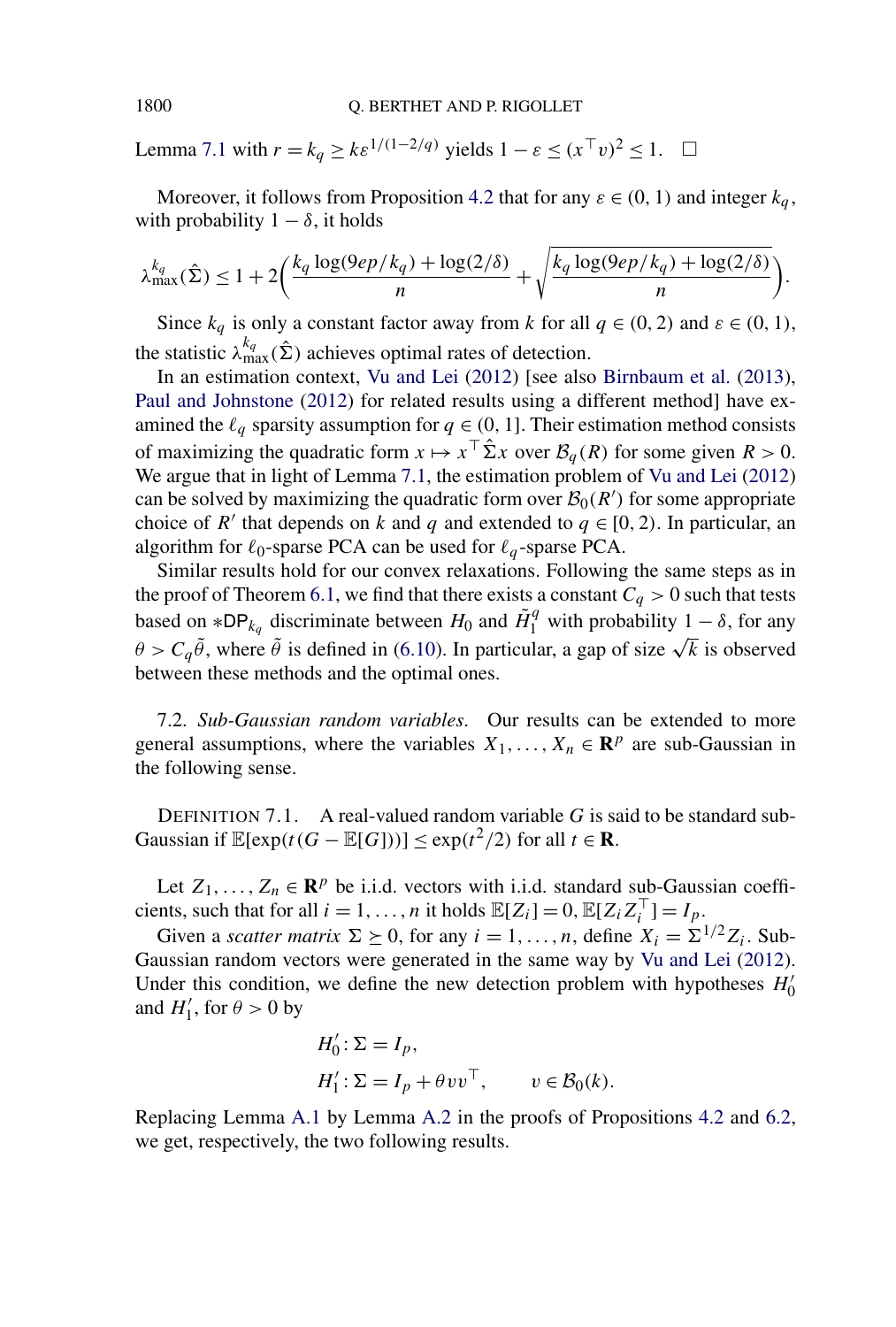Lemma 7.1 with $r = k_q \geq k\varepsilon^{1/(1-2/q)}$ yields $1 - \varepsilon \leq (x^\top v)^2 \leq 1$. $\square$

Moreover, it follows from Proposition 4.2 that for any $\varepsilon \in (0, 1)$ and integer $k_q$, with probability $1 - \delta$, it holds

$$\lambda_{\max}^{k_q}(\hat{\Sigma}) \leq 1 + 2\left(\frac{k_q \log(9ep/k_q) + \log(2/\delta)}{n} + \sqrt{\frac{k_q \log(9ep/k_q) + \log(2/\delta)}{n}}\right).$$

Since $k_q$ is only a constant factor away from $k$ for all $q \in (0, 2)$ and $\varepsilon \in (0, 1)$, the statistic $\lambda_{\max}^{k_q}(\hat{\Sigma})$ achieves optimal rates of detection.

In an estimation context, Vu and Lei (2012) [see also Birnbaum et al. (2013), Paul and Johnstone (2012) for related results using a different method] have examined the $\ell_q$ sparsity assumption for $q \in (0, 1]$. Their estimation method consists of maximizing the quadratic form $x \mapsto x^\top \hat{\Sigma} x$ over $\mathcal{B}_q(R)$ for some given $R > 0$. We argue that in light of Lemma 7.1, the estimation problem of Vu and Lei (2012) can be solved by maximizing the quadratic form over $\mathcal{B}_0(R')$ for some appropriate choice of $R'$ that depends on $k$ and $q$ and extended to $q \in [0, 2)$. In particular, an algorithm for $\ell_0$-sparse PCA can be used for $\ell_q$-sparse PCA.

Similar results hold for our convex relaxations. Following the same steps as in the proof of Theorem 6.1, we find that there exists a constant $C_q > 0$ such that tests based on $*\mathsf{DP}_{k_q}$ discriminate between $H_0$ and $\tilde{H}_1^q$ with probability $1 - \delta$, for any $\theta > C_q \tilde{\theta}$, where $\tilde{\theta}$ is defined in (6.10). In particular, a gap of size $\sqrt{k}$ is observed between these methods and the optimal ones.

7.2. *Sub-Gaussian random variables.* Our results can be extended to more general assumptions, where the variables $X_1, \dots, X_n \in \mathbf{R}^p$ are sub-Gaussian in the following sense.

DEFINITION 7.1. A real-valued random variable $G$ is said to be standard sub-Gaussian if $\mathbb{E}[\exp(t(G - \mathbb{E}[G]))] \leq \exp(t^2/2)$ for all $t \in \mathbf{R}$.

Let $Z_1, \dots, Z_n \in \mathbf{R}^p$ be i.i.d. vectors with i.i.d. standard sub-Gaussian coefficients, such that for all $i = 1, \dots, n$ it holds $\mathbb{E}[Z_i] = 0$, $\mathbb{E}[Z_i Z_i^\top] = I_p$.

Given a *scatter matrix* $\Sigma \succeq 0$, for any $i = 1, \dots, n$, define $X_i = \Sigma^{1/2} Z_i$. Sub-Gaussian random vectors were generated in the same way by Vu and Lei (2012). Under this condition, we define the new detection problem with hypotheses $H_0'$ and $H_1'$, for $\theta > 0$ by

$$H_0' : \Sigma = I_p,$$
$$H_1' : \Sigma = I_p + \theta v v^\top, \qquad v \in \mathcal{B}_0(k).$$

Replacing Lemma A.1 by Lemma A.2 in the proofs of Propositions 4.2 and 6.2, we get, respectively, the two following results.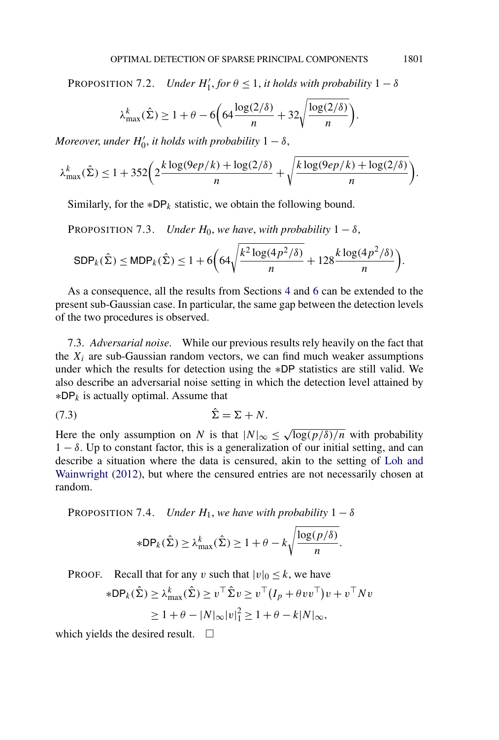PROPOSITION 7.2. *Under $H_1'$, for $\theta \le 1$, it holds with probability $1-\delta$*

$$\lambda_{\max}^k(\hat{\Sigma}) \ge 1 + \theta - 6\left(64\frac{\log(2/\delta)}{n} + 32\sqrt{\frac{\log(2/\delta)}{n}}\right).$$

*Moreover, under $H_0'$, it holds with probability $1-\delta$,*

$$\lambda_{\max}^k(\hat{\Sigma}) \le 1 + 352\left(2\frac{k\log(9ep/k) + \log(2/\delta)}{n} + \sqrt{\frac{k\log(9ep/k) + \log(2/\delta)}{n}}\right).$$

Similarly, for the $*\mathsf{DP}_k$ statistic, we obtain the following bound.

PROPOSITION 7.3. *Under $H_0$, we have, with probability $1-\delta$,*

$$\mathsf{SDP}_k(\hat{\Sigma}) \le \mathsf{MDP}_k(\hat{\Sigma}) \le 1 + 6\left(64\sqrt{\frac{k^2\log(4p^2/\delta)}{n}} + 128\frac{k\log(4p^2/\delta)}{n}\right).$$

As a consequence, all the results from Sections 4 and 6 can be extended to the present sub-Gaussian case. In particular, the same gap between the detection levels of the two procedures is observed.

7.3. *Adversarial noise.* While our previous results rely heavily on the fact that the $X_i$ are sub-Gaussian random vectors, we can find much weaker assumptions under which the results for detection using the $*\mathsf{DP}$ statistics are still valid. We also describe an adversarial noise setting in which the detection level attained by $*\mathsf{DP}_k$ is actually optimal. Assume that

$$\hat{\Sigma} = \Sigma + N. \tag{7.3}$$

Here the only assumption on $N$ is that $|N|_\infty \le \sqrt{\log(p/\delta)/n}$ with probability $1-\delta$. Up to constant factor, this is a generalization of our initial setting, and can describe a situation where the data is censured, akin to the setting of Loh and Wainwright (2012), but where the censured entries are not necessarily chosen at random.

PROPOSITION 7.4. *Under $H_1$, we have with probability $1-\delta$*

$$*\mathsf{DP}_k(\hat{\Sigma}) \ge \lambda_{\max}^k(\hat{\Sigma}) \ge 1 + \theta - k\sqrt{\frac{\log(p/\delta)}{n}}.$$

PROOF. Recall that for any $v$ such that $|v|_0 \le k$, we have

$$\begin{aligned}
*\mathsf{DP}_k(\hat{\Sigma}) \ge \lambda_{\max}^k(\hat{\Sigma}) &\ge v^\top \hat{\Sigma} v \ge v^\top (I_p + \theta v v^\top) v + v^\top N v \\
&\ge 1 + \theta - |N|_\infty |v|_1^2 \ge 1 + \theta - k|N|_\infty,
\end{aligned}$$

which yields the desired result. $\square$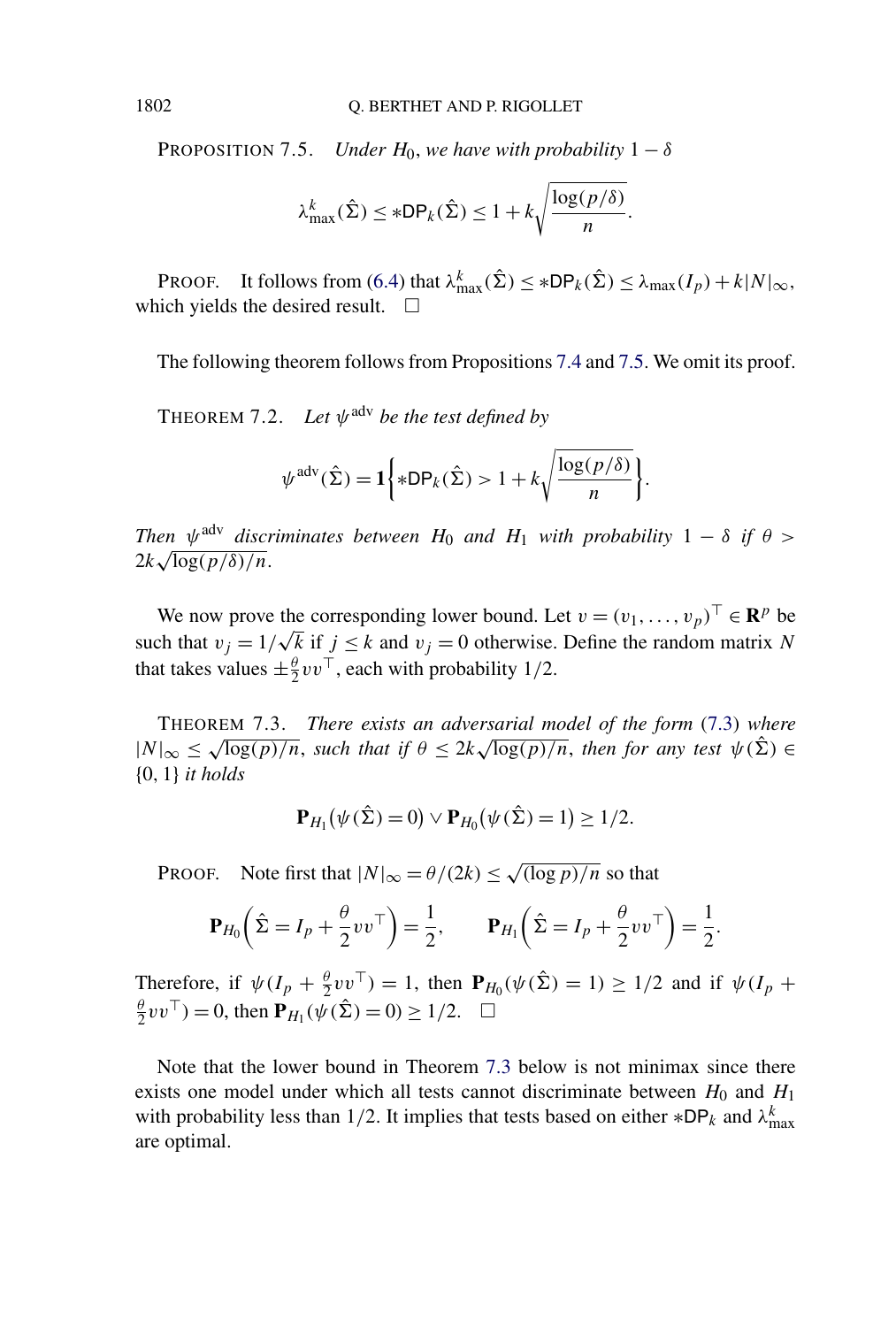PROPOSITION 7.5. *Under $H_0$, we have with probability $1-\delta$*

$$\lambda^k_{\max}(\hat{\Sigma}) \le *\mathsf{DP}_k(\hat{\Sigma}) \le 1 + k\sqrt{\frac{\log(p/\delta)}{n}}.$$

PROOF. It follows from (6.4) that $\lambda^k_{\max}(\hat{\Sigma}) \le *\mathsf{DP}_k(\hat{\Sigma}) \le \lambda_{\max}(I_p) + k|N|_\infty$, which yields the desired result. □

The following theorem follows from Propositions 7.4 and 7.5. We omit its proof.

THEOREM 7.2. *Let $\psi^{\mathrm{adv}}$ be the test defined by*

$$\psi^{\mathrm{adv}}(\hat{\Sigma}) = \mathbf{1}\left\{*\mathsf{DP}_k(\hat{\Sigma}) > 1 + k\sqrt{\frac{\log(p/\delta)}{n}}\right\}.$$

*Then $\psi^{\mathrm{adv}}$ discriminates between $H_0$ and $H_1$ with probability $1-\delta$ if $\theta > 2k\sqrt{\log(p/\delta)/n}$.*

We now prove the corresponding lower bound. Let $v = (v_1, \dots, v_p)^\top \in \mathbf{R}^p$ be such that $v_j = 1/\sqrt{k}$ if $j \le k$ and $v_j = 0$ otherwise. Define the random matrix $N$ that takes values $\pm\frac{\theta}{2}vv^\top$, each with probability $1/2$.

THEOREM 7.3. *There exists an adversarial model of the form (7.3) where $|N|_\infty \le \sqrt{\log(p)/n}$, such that if $\theta \le 2k\sqrt{\log(p)/n}$, then for any test $\psi(\hat{\Sigma}) \in \{0,1\}$ it holds*

$$\mathbf{P}_{H_1}\big(\psi(\hat{\Sigma}) = 0\big) \vee \mathbf{P}_{H_0}\big(\psi(\hat{\Sigma}) = 1\big) \ge 1/2.$$

PROOF. Note first that $|N|_\infty = \theta/(2k) \le \sqrt{(\log p)/n}$ so that

$$\mathbf{P}_{H_0}\left(\hat{\Sigma} = I_p + \frac{\theta}{2}vv^\top\right) = \frac{1}{2}, \qquad \mathbf{P}_{H_1}\left(\hat{\Sigma} = I_p + \frac{\theta}{2}vv^\top\right) = \frac{1}{2}.$$

Therefore, if $\psi(I_p + \frac{\theta}{2}vv^\top) = 1$, then $\mathbf{P}_{H_0}(\psi(\hat{\Sigma}) = 1) \ge 1/2$ and if $\psi(I_p + \frac{\theta}{2}vv^\top) = 0$, then $\mathbf{P}_{H_1}(\psi(\hat{\Sigma}) = 0) \ge 1/2$. □

Note that the lower bound in Theorem 7.3 below is not minimax since there exists one model under which all tests cannot discriminate between $H_0$ and $H_1$ with probability less than $1/2$. It implies that tests based on either $*\mathsf{DP}_k$ and $\lambda^k_{\max}$ are optimal.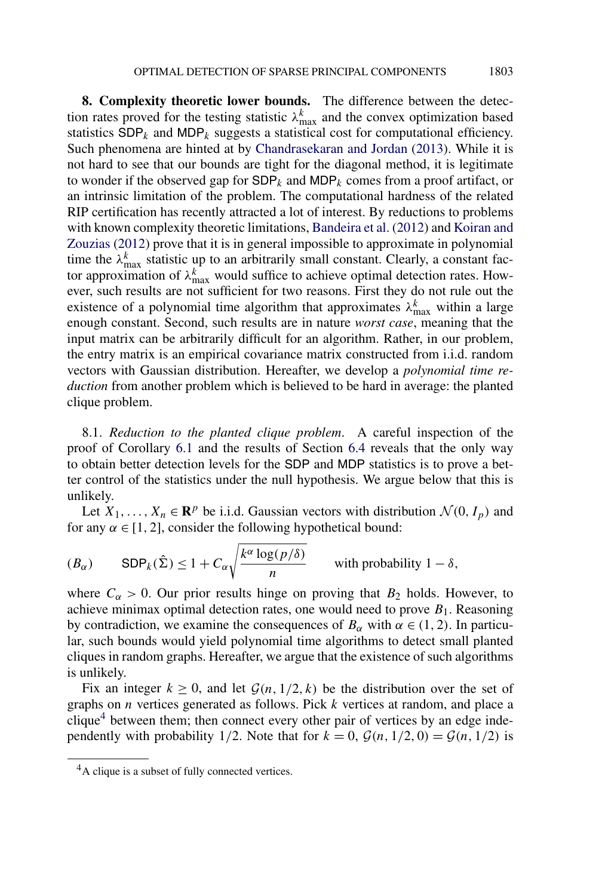**8. Complexity theoretic lower bounds.** The difference between the detection rates proved for the testing statistic $\lambda^k_{\max}$ and the convex optimization based statistics $\mathsf{SDP}_k$ and $\mathsf{MDP}_k$ suggests a statistical cost for computational efficiency. Such phenomena are hinted at by Chandrasekaran and Jordan (2013). While it is not hard to see that our bounds are tight for the diagonal method, it is legitimate to wonder if the observed gap for $\mathsf{SDP}_k$ and $\mathsf{MDP}_k$ comes from a proof artifact, or an intrinsic limitation of the problem. The computational hardness of the related RIP certification has recently attracted a lot of interest. By reductions to problems with known complexity theoretic limitations, Bandeira et al. (2012) and Koiran and Zouzias (2012) prove that it is in general impossible to approximate in polynomial time the $\lambda^k_{\max}$ statistic up to an arbitrarily small constant. Clearly, a constant factor approximation of $\lambda^k_{\max}$ would suffice to achieve optimal detection rates. However, such results are not sufficient for two reasons. First they do not rule out the existence of a polynomial time algorithm that approximates $\lambda^k_{\max}$ within a large enough constant. Second, such results are in nature *worst case*, meaning that the input matrix can be arbitrarily difficult for an algorithm. Rather, in our problem, the entry matrix is an empirical covariance matrix constructed from i.i.d. random vectors with Gaussian distribution. Hereafter, we develop a *polynomial time reduction* from another problem which is believed to be hard in average: the planted clique problem.

8.1. *Reduction to the planted clique problem*. A careful inspection of the proof of Corollary 6.1 and the results of Section 6.4 reveals that the only way to obtain better detection levels for the $\mathsf{SDP}$ and $\mathsf{MDP}$ statistics is to prove a better control of the statistics under the null hypothesis. We argue below that this is unlikely.

Let $X_1, \dots, X_n \in \mathbf{R}^p$ be i.i.d. Gaussian vectors with distribution $\mathcal{N}(0, I_p)$ and for any $\alpha \in [1, 2]$, consider the following hypothetical bound:

$$(B_\alpha) \qquad \mathsf{SDP}_k(\hat{\Sigma}) \le 1 + C_\alpha \sqrt{\frac{k^\alpha \log(p/\delta)}{n}} \qquad \text{with probability } 1 - \delta,$$

where $C_\alpha > 0$. Our prior results hinge on proving that $B_2$ holds. However, to achieve minimax optimal detection rates, one would need to prove $B_1$. Reasoning by contradiction, we examine the consequences of $B_\alpha$ with $\alpha \in (1, 2)$. In particular, such bounds would yield polynomial time algorithms to detect small planted cliques in random graphs. Hereafter, we argue that the existence of such algorithms is unlikely.

Fix an integer $k \ge 0$, and let $\mathcal{G}(n, 1/2, k)$ be the distribution over the set of graphs on $n$ vertices generated as follows. Pick $k$ vertices at random, and place a clique[4] between them; then connect every other pair of vertices by an edge independently with probability $1/2$. Note that for $k = 0$, $\mathcal{G}(n, 1/2, 0) = \mathcal{G}(n, 1/2)$ is

[4] A clique is a subset of fully connected vertices.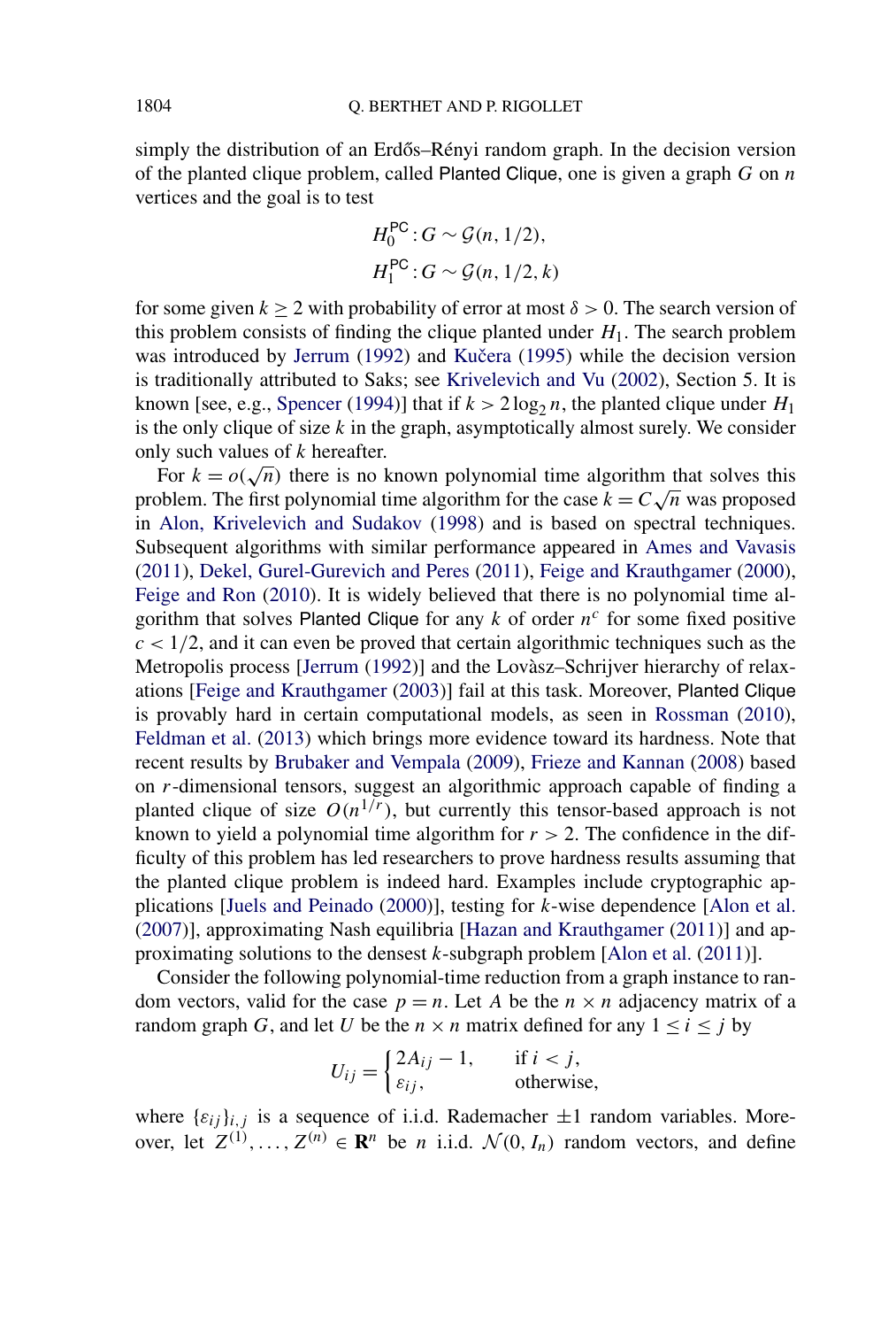simply the distribution of an Erdős–Rényi random graph. In the decision version of the planted clique problem, called Planted Clique, one is given a graph $G$ on $n$ vertices and the goal is to test

$$
\begin{aligned}
H_0^{\mathsf{PC}} &: G \sim \mathcal{G}(n, 1/2), \\
H_1^{\mathsf{PC}} &: G \sim \mathcal{G}(n, 1/2, k)
\end{aligned}
$$

for some given $k \geq 2$ with probability of error at most $\delta > 0$. The search version of this problem consists of finding the clique planted under $H_1$. The search problem was introduced by Jerrum (1992) and Kučera (1995) while the decision version is traditionally attributed to Saks; see Krivelevich and Vu (2002), Section 5. It is known [see, e.g., Spencer (1994)] that if $k > 2\log_2 n$, the planted clique under $H_1$ is the only clique of size $k$ in the graph, asymptotically almost surely. We consider only such values of $k$ hereafter.

For $k = o(\sqrt{n})$ there is no known polynomial time algorithm that solves this problem. The first polynomial time algorithm for the case $k = C\sqrt{n}$ was proposed in Alon, Krivelevich and Sudakov (1998) and is based on spectral techniques. Subsequent algorithms with similar performance appeared in Ames and Vavasis (2011), Dekel, Gurel-Gurevich and Peres (2011), Feige and Krauthgamer (2000), Feige and Ron (2010). It is widely believed that there is no polynomial time algorithm that solves Planted Clique for any $k$ of order $n^c$ for some fixed positive $c < 1/2$, and it can even be proved that certain algorithmic techniques such as the Metropolis process [Jerrum (1992)] and the Lovàsz–Schrijver hierarchy of relaxations [Feige and Krauthgamer (2003)] fail at this task. Moreover, Planted Clique is provably hard in certain computational models, as seen in Rossman (2010), Feldman et al. (2013) which brings more evidence toward its hardness. Note that recent results by Brubaker and Vempala (2009), Frieze and Kannan (2008) based on $r$-dimensional tensors, suggest an algorithmic approach capable of finding a planted clique of size $O(n^{1/r})$, but currently this tensor-based approach is not known to yield a polynomial time algorithm for $r > 2$. The confidence in the difficulty of this problem has led researchers to prove hardness results assuming that the planted clique problem is indeed hard. Examples include cryptographic applications [Juels and Peinado (2000)], testing for $k$-wise dependence [Alon et al. (2007)], approximating Nash equilibria [Hazan and Krauthgamer (2011)] and approximating solutions to the densest $k$-subgraph problem [Alon et al. (2011)].

Consider the following polynomial-time reduction from a graph instance to random vectors, valid for the case $p = n$. Let $A$ be the $n \times n$ adjacency matrix of a random graph $G$, and let $U$ be the $n \times n$ matrix defined for any $1 \leq i \leq j$ by

$$
U_{ij} = \begin{cases} 2A_{ij} - 1, & \text{if } i < j, \\ \varepsilon_{ij}, & \text{otherwise,} \end{cases}
$$

where $\{\varepsilon_{ij}\}_{i,j}$ is a sequence of i.i.d. Rademacher $\pm 1$ random variables. Moreover, let $Z^{(1)}, \ldots, Z^{(n)} \in \mathbf{R}^n$ be $n$ i.i.d. $\mathcal{N}(0, I_n)$ random vectors, and define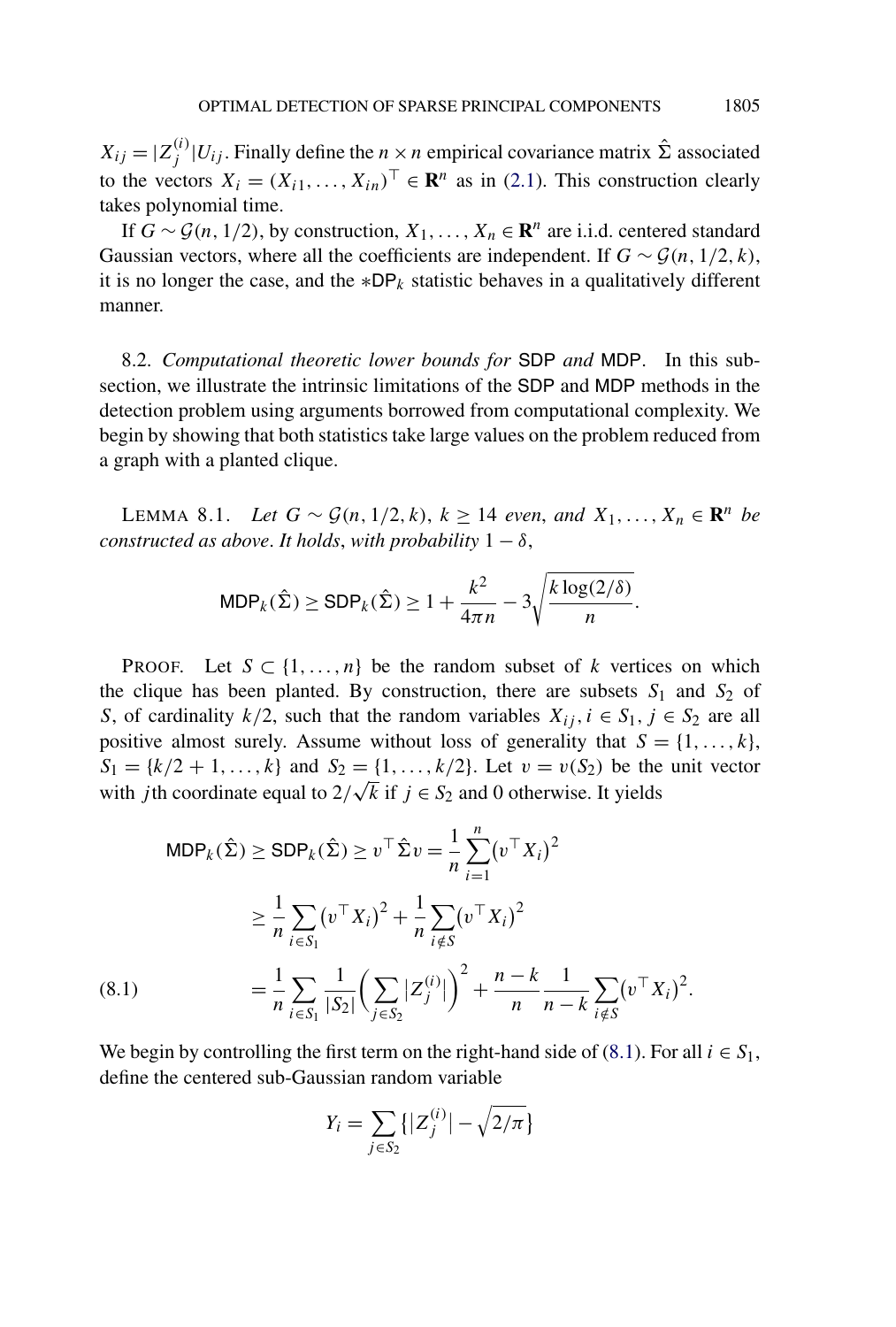$X_{ij} = |Z_j^{(i)}|U_{ij}$. Finally define the $n \times n$ empirical covariance matrix $\hat{\Sigma}$ associated to the vectors $X_i = (X_{i1}, \dots, X_{in})^\top \in \mathbf{R}^n$ as in (2.1). This construction clearly takes polynomial time.

If $G \sim \mathcal{G}(n, 1/2)$, by construction, $X_1, \dots, X_n \in \mathbf{R}^n$ are i.i.d. centered standard Gaussian vectors, where all the coefficients are independent. If $G \sim \mathcal{G}(n, 1/2, k)$, it is no longer the case, and the $*\mathsf{DP}_k$ statistic behaves in a qualitatively different manner.

8.2. *Computational theoretic lower bounds for* SDP *and* MDP. In this subsection, we illustrate the intrinsic limitations of the SDP and MDP methods in the detection problem using arguments borrowed from computational complexity. We begin by showing that both statistics take large values on the problem reduced from a graph with a planted clique.

LEMMA 8.1. *Let $G \sim \mathcal{G}(n, 1/2, k)$, $k \geq 14$ even, and $X_1, \dots, X_n \in \mathbf{R}^n$ be constructed as above. It holds, with probability $1 - \delta$,*

$$\mathsf{MDP}_k(\hat{\Sigma}) \geq \mathsf{SDP}_k(\hat{\Sigma}) \geq 1 + \frac{k^2}{4\pi n} - 3\sqrt{\frac{k \log(2/\delta)}{n}}.$$

PROOF. Let $S \subset \{1, \dots, n\}$ be the random subset of $k$ vertices on which the clique has been planted. By construction, there are subsets $S_1$ and $S_2$ of $S$, of cardinality $k/2$, such that the random variables $X_{ij}, i \in S_1, j \in S_2$ are all positive almost surely. Assume without loss of generality that $S = \{1, \dots, k\}$, $S_1 = \{k/2 + 1, \dots, k\}$ and $S_2 = \{1, \dots, k/2\}$. Let $v = v(S_2)$ be the unit vector with $j$th coordinate equal to $2/\sqrt{k}$ if $j \in S_2$ and 0 otherwise. It yields

$$\begin{aligned}
\mathsf{MDP}_k(\hat{\Sigma}) \geq \mathsf{SDP}_k(\hat{\Sigma}) &\geq v^\top \hat{\Sigma} v = \frac{1}{n} \sum_{i=1}^n (v^\top X_i)^2 \\
&\geq \frac{1}{n} \sum_{i \in S_1} (v^\top X_i)^2 + \frac{1}{n} \sum_{i \notin S} (v^\top X_i)^2 \\
&= \frac{1}{n} \sum_{i \in S_1} \frac{1}{|S_2|} \Big( \sum_{j \in S_2} |Z_j^{(i)}| \Big)^2 + \frac{n-k}{n} \frac{1}{n-k} \sum_{i \notin S} (v^\top X_i)^2. \qquad (8.1)
\end{aligned}$$

We begin by controlling the first term on the right-hand side of (8.1). For all $i \in S_1$, define the centered sub-Gaussian random variable

$$Y_i = \sum_{j \in S_2} \{ |Z_j^{(i)}| - \sqrt{2/\pi} \}$$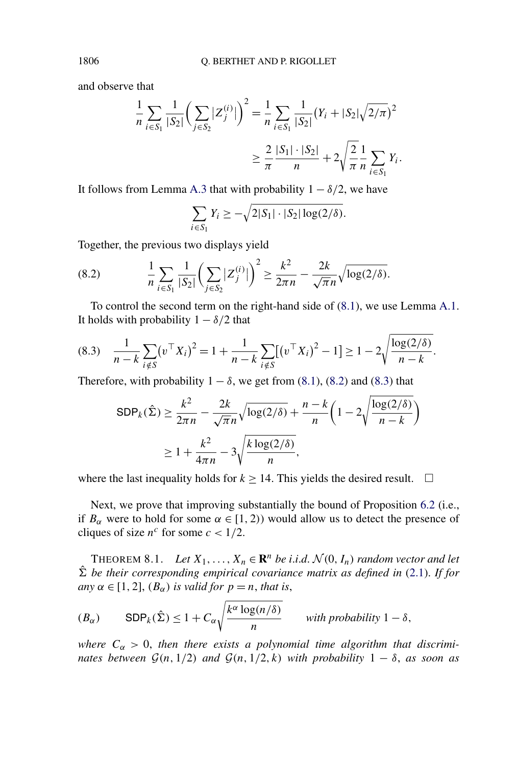and observe that

$$\frac{1}{n}\sum_{i\in S_1}\frac{1}{|S_2|}\Big(\sum_{j\in S_2}\big|Z_j^{(i)}\big|\Big)^2 = \frac{1}{n}\sum_{i\in S_1}\frac{1}{|S_2|}\big(Y_i + |S_2|\sqrt{2/\pi}\big)^2$$

$$\geq \frac{2}{\pi}\frac{|S_1|\cdot|S_2|}{n} + 2\sqrt{\frac{2}{\pi}}\frac{1}{n}\sum_{i\in S_1}Y_i.$$

It follows from Lemma A.3 that with probability $1-\delta/2$, we have

$$\sum_{i\in S_1}Y_i \geq -\sqrt{2|S_1|\cdot|S_2|\log(2/\delta)}.$$

Together, the previous two displays yield

$$\frac{1}{n}\sum_{i\in S_1}\frac{1}{|S_2|}\Big(\sum_{j\in S_2}\big|Z_j^{(i)}\big|\Big)^2 \geq \frac{k^2}{2\pi n} - \frac{2k}{\sqrt{\pi}n}\sqrt{\log(2/\delta)}. \tag{8.2}$$

To control the second term on the right-hand side of (8.1), we use Lemma A.1. It holds with probability $1-\delta/2$ that

$$\frac{1}{n-k}\sum_{i\notin S}\big(v^\top X_i\big)^2 = 1 + \frac{1}{n-k}\sum_{i\notin S}\big[\big(v^\top X_i\big)^2 - 1\big] \geq 1 - 2\sqrt{\frac{\log(2/\delta)}{n-k}}. \tag{8.3}$$

Therefore, with probability $1-\delta$, we get from (8.1), (8.2) and (8.3) that

$$\begin{aligned}\mathsf{SDP}_k(\hat\Sigma) &\geq \frac{k^2}{2\pi n} - \frac{2k}{\sqrt{\pi}n}\sqrt{\log(2/\delta)} + \frac{n-k}{n}\Big(1 - 2\sqrt{\frac{\log(2/\delta)}{n-k}}\Big)\\ &\geq 1 + \frac{k^2}{4\pi n} - 3\sqrt{\frac{k\log(2/\delta)}{n}},\end{aligned}$$

where the last inequality holds for $k \geq 14$. This yields the desired result. $\square$

Next, we prove that improving substantially the bound of Proposition 6.2 (i.e., if $B_\alpha$ were to hold for some $\alpha \in [1,2)$) would allow us to detect the presence of cliques of size $n^c$ for some $c < 1/2$.

THEOREM 8.1. *Let $X_1,\dots,X_n \in \mathbf{R}^n$ be i.i.d. $\mathcal{N}(0,I_n)$ random vector and let $\hat\Sigma$ be their corresponding empirical covariance matrix as defined in* (2.1). *If for any $\alpha \in [1,2]$, $(B_\alpha)$ is valid for $p = n$, that is,*

$$(B_\alpha) \qquad \mathsf{SDP}_k(\hat\Sigma) \leq 1 + C_\alpha\sqrt{\frac{k^\alpha\log(n/\delta)}{n}} \qquad \text{with probability } 1-\delta,$$

*where $C_\alpha > 0$, then there exists a polynomial time algorithm that discriminates between $\mathcal{G}(n,1/2)$ and $\mathcal{G}(n,1/2,k)$ with probability $1-\delta$, as soon as*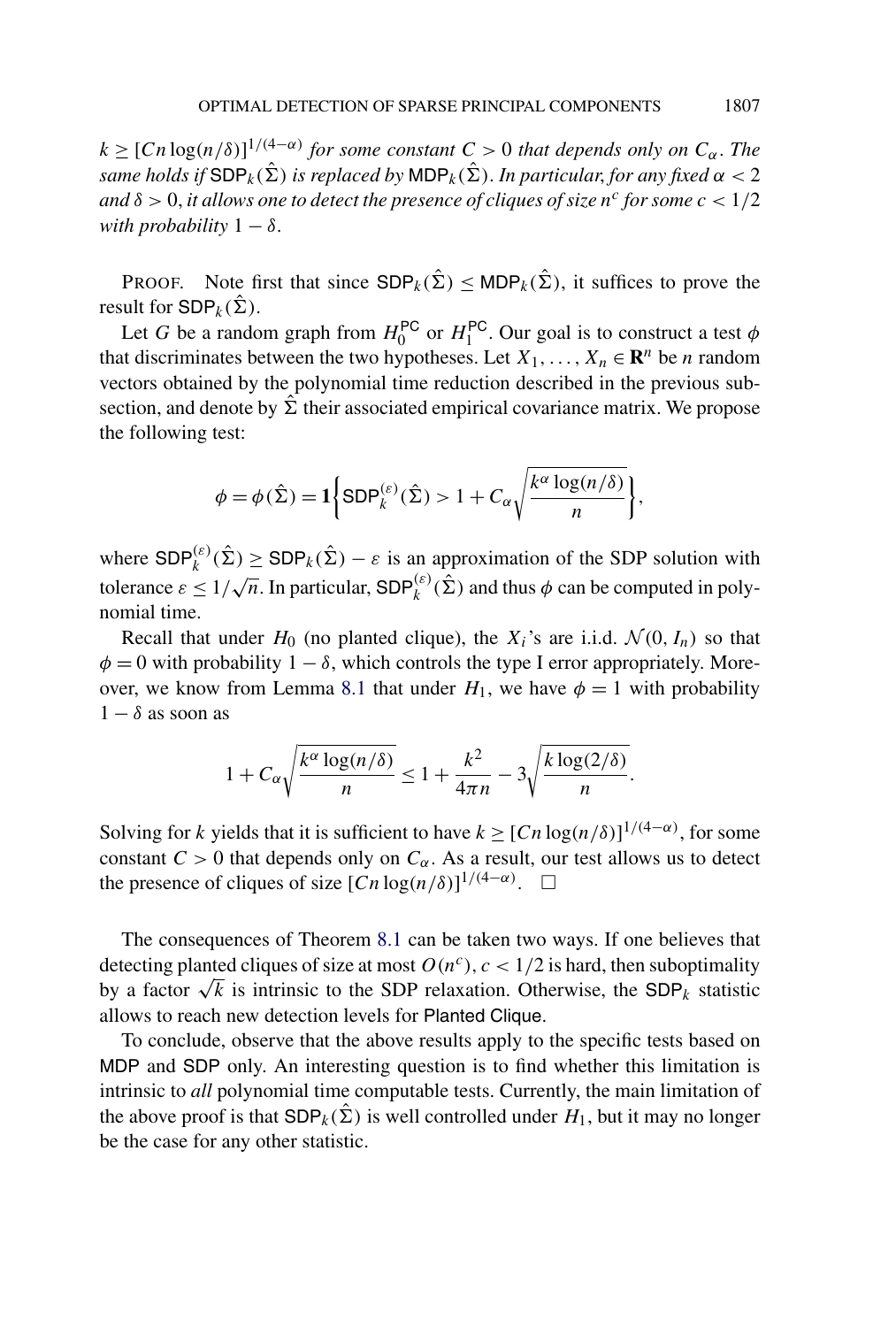*$k \geq [Cn\log(n/\delta)]^{1/(4-\alpha)}$ for some constant $C > 0$ that depends only on $C_\alpha$. The same holds if $\mathsf{SDP}_k(\hat{\Sigma})$ is replaced by $\mathsf{MDP}_k(\hat{\Sigma})$. In particular, for any fixed $\alpha < 2$ and $\delta > 0$, it allows one to detect the presence of cliques of size $n^c$ for some $c < 1/2$ with probability $1-\delta$.*

PROOF. Note first that since $\mathsf{SDP}_k(\hat{\Sigma}) \leq \mathsf{MDP}_k(\hat{\Sigma})$, it suffices to prove the result for $\mathsf{SDP}_k(\hat{\Sigma})$.

Let $G$ be a random graph from $H_0^{\mathsf{PC}}$ or $H_1^{\mathsf{PC}}$. Our goal is to construct a test $\phi$ that discriminates between the two hypotheses. Let $X_1, \dots, X_n \in \mathbf{R}^n$ be $n$ random vectors obtained by the polynomial time reduction described in the previous subsection, and denote by $\hat{\Sigma}$ their associated empirical covariance matrix. We propose the following test:

$$\phi = \phi(\hat{\Sigma}) = \mathbf{1}\left\{\mathsf{SDP}_k^{(\varepsilon)}(\hat{\Sigma}) > 1 + C_\alpha\sqrt{\frac{k^\alpha \log(n/\delta)}{n}}\right\},$$

where $\mathsf{SDP}_k^{(\varepsilon)}(\hat{\Sigma}) \geq \mathsf{SDP}_k(\hat{\Sigma}) - \varepsilon$ is an approximation of the SDP solution with tolerance $\varepsilon \leq 1/\sqrt{n}$. In particular, $\mathsf{SDP}_k^{(\varepsilon)}(\hat{\Sigma})$ and thus $\phi$ can be computed in polynomial time.

Recall that under $H_0$ (no planted clique), the $X_i$'s are i.i.d. $\mathcal{N}(0, I_n)$ so that $\phi = 0$ with probability $1-\delta$, which controls the type I error appropriately. Moreover, we know from Lemma 8.1 that under $H_1$, we have $\phi = 1$ with probability $1-\delta$ as soon as

$$1 + C_\alpha\sqrt{\frac{k^\alpha \log(n/\delta)}{n}} \leq 1 + \frac{k^2}{4\pi n} - 3\sqrt{\frac{k\log(2/\delta)}{n}}.$$

Solving for $k$ yields that it is sufficient to have $k \geq [Cn\log(n/\delta)]^{1/(4-\alpha)}$, for some constant $C > 0$ that depends only on $C_\alpha$. As a result, our test allows us to detect the presence of cliques of size $[Cn\log(n/\delta)]^{1/(4-\alpha)}$. $\square$

The consequences of Theorem 8.1 can be taken two ways. If one believes that detecting planted cliques of size at most $O(n^c)$, $c < 1/2$ is hard, then suboptimality by a factor $\sqrt{k}$ is intrinsic to the SDP relaxation. Otherwise, the $\mathsf{SDP}_k$ statistic allows to reach new detection levels for Planted Clique.

To conclude, observe that the above results apply to the specific tests based on MDP and SDP only. An interesting question is to find whether this limitation is intrinsic to *all* polynomial time computable tests. Currently, the main limitation of the above proof is that $\mathsf{SDP}_k(\hat{\Sigma})$ is well controlled under $H_1$, but it may no longer be the case for any other statistic.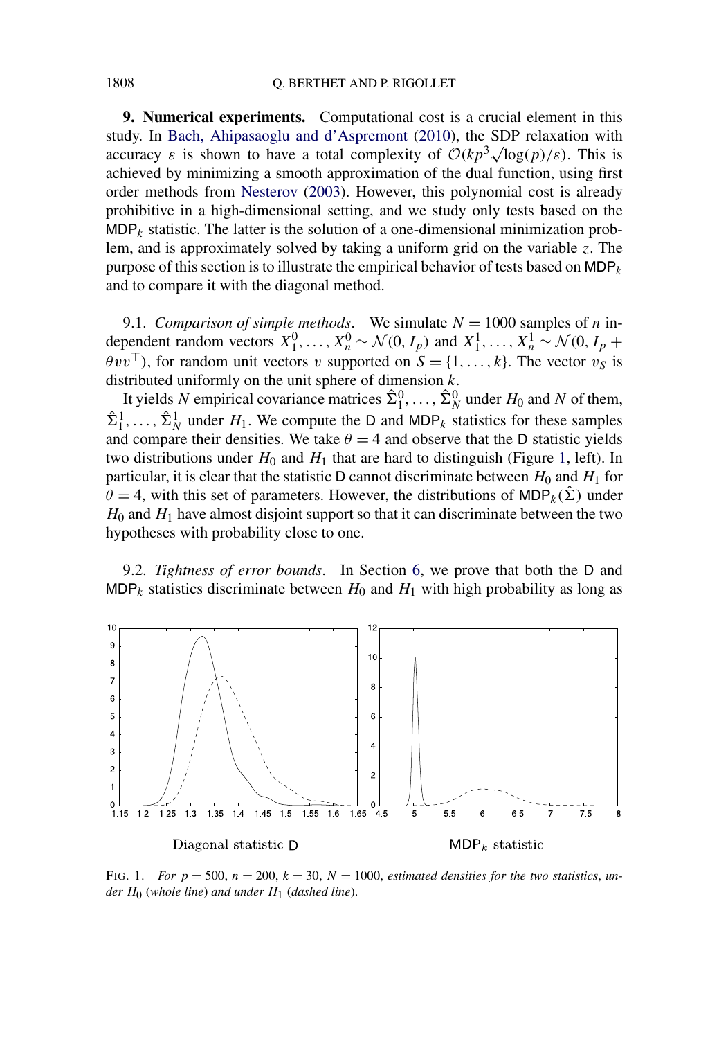## 9. Numerical experiments.

Computational cost is a crucial element in this study. In Bach, Ahipasaoglu and d'Aspremont (2010), the SDP relaxation with accuracy $\varepsilon$ is shown to have a total complexity of $\mathcal{O}(kp^3\sqrt{\log(p)}/\varepsilon)$. This is achieved by minimizing a smooth approximation of the dual function, using first order methods from Nesterov (2003). However, this polynomial cost is already prohibitive in a high-dimensional setting, and we study only tests based on the $\mathsf{MDP}_k$ statistic. The latter is the solution of a one-dimensional minimization problem, and is approximately solved by taking a uniform grid on the variable $z$. The purpose of this section is to illustrate the empirical behavior of tests based on $\mathsf{MDP}_k$ and to compare it with the diagonal method.

### 9.1. *Comparison of simple methods*.

We simulate $N = 1000$ samples of $n$ independent random vectors $X_1^0, \dots, X_n^0 \sim \mathcal{N}(0, I_p)$ and $X_1^1, \dots, X_n^1 \sim \mathcal{N}(0, I_p + \theta v v^\top)$, for random unit vectors $v$ supported on $S = \{1, \dots, k\}$. The vector $v_S$ is distributed uniformly on the unit sphere of dimension $k$.

It yields $N$ empirical covariance matrices $\hat{\Sigma}_1^0, \dots, \hat{\Sigma}_N^0$ under $H_0$ and $N$ of them, $\hat{\Sigma}_1^1, \dots, \hat{\Sigma}_N^1$ under $H_1$. We compute the $\mathsf{D}$ and $\mathsf{MDP}_k$ statistics for these samples and compare their densities. We take $\theta = 4$ and observe that the $\mathsf{D}$ statistic yields two distributions under $H_0$ and $H_1$ that are hard to distinguish (Figure 1, left). In particular, it is clear that the statistic $\mathsf{D}$ cannot discriminate between $H_0$ and $H_1$ for $\theta = 4$, with this set of parameters. However, the distributions of $\mathsf{MDP}_k(\hat{\Sigma})$ under $H_0$ and $H_1$ have almost disjoint support so that it can discriminate between the two hypotheses with probability close to one.

### 9.2. *Tightness of error bounds*.

In Section 6, we prove that both the $\mathsf{D}$ and $\mathsf{MDP}_k$ statistics discriminate between $H_0$ and $H_1$ with high probability as long as

Diagonal statistic $\mathsf{D}$ $\qquad$ $\mathsf{MDP}_k$ statistic

FIG. 1. *For $p = 500$, $n = 200$, $k = 30$, $N = 1000$, estimated densities for the two statistics, under $H_0$ (whole line) and under $H_1$ (dashed line).*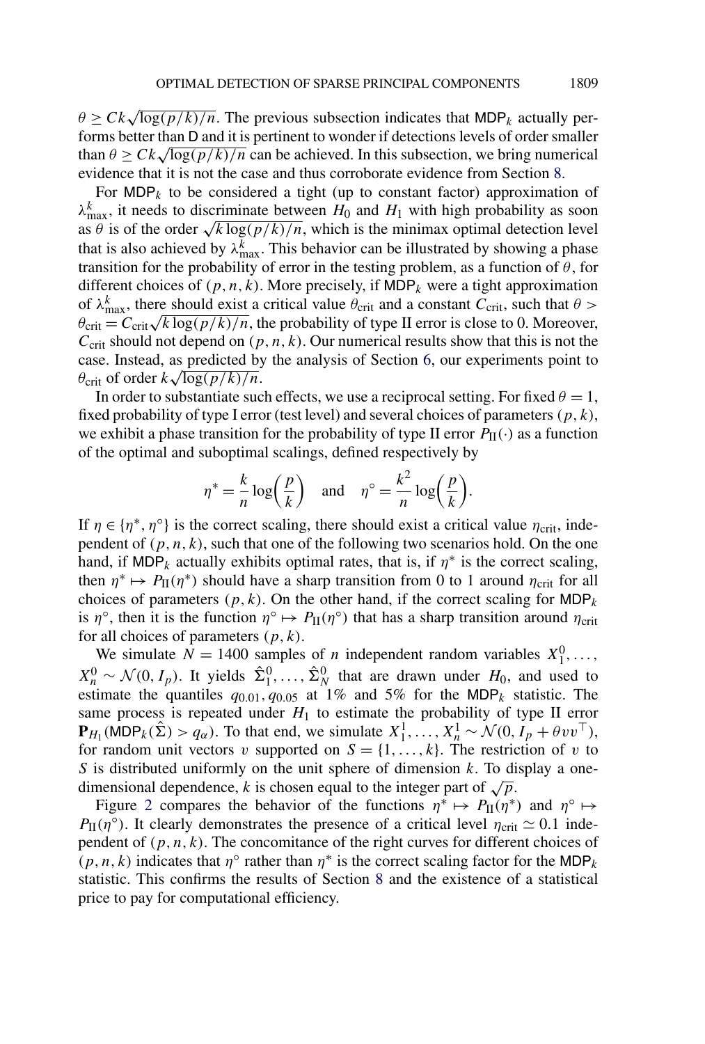$\theta \geq Ck\sqrt{\log(p/k)/n}$. The previous subsection indicates that $\mathsf{MDP}_k$ actually performs better than $\mathsf{D}$ and it is pertinent to wonder if detections levels of order smaller than $\theta \geq Ck\sqrt{\log(p/k)/n}$ can be achieved. In this subsection, we bring numerical evidence that it is not the case and thus corroborate evidence from Section 8.

For $\mathsf{MDP}_k$ to be considered a tight (up to constant factor) approximation of $\lambda^k_{\max}$, it needs to discriminate between $H_0$ and $H_1$ with high probability as soon as $\theta$ is of the order $\sqrt{k\log(p/k)/n}$, which is the minimax optimal detection level that is also achieved by $\lambda^k_{\max}$. This behavior can be illustrated by showing a phase transition for the probability of error in the testing problem, as a function of $\theta$, for different choices of $(p, n, k)$. More precisely, if $\mathsf{MDP}_k$ were a tight approximation of $\lambda^k_{\max}$, there should exist a critical value $\theta_{\text{crit}}$ and a constant $C_{\text{crit}}$, such that $\theta > \theta_{\text{crit}} = C_{\text{crit}}\sqrt{k\log(p/k)/n}$, the probability of type II error is close to 0. Moreover, $C_{\text{crit}}$ should not depend on $(p, n, k)$. Our numerical results show that this is not the case. Instead, as predicted by the analysis of Section 6, our experiments point to $\theta_{\text{crit}}$ of order $k\sqrt{\log(p/k)/n}$.

In order to substantiate such effects, we use a reciprocal setting. For fixed $\theta = 1$, fixed probability of type I error (test level) and several choices of parameters $(p, k)$, we exhibit a phase transition for the probability of type II error $P_{\text{II}}(\cdot)$ as a function of the optimal and suboptimal scalings, defined respectively by

$$\eta^* = \frac{k}{n}\log\left(\frac{p}{k}\right) \quad \text{and} \quad \eta^\circ = \frac{k^2}{n}\log\left(\frac{p}{k}\right).$$

If $\eta \in \{\eta^*, \eta^\circ\}$ is the correct scaling, there should exist a critical value $\eta_{\text{crit}}$, independent of $(p, n, k)$, such that one of the following two scenarios hold. On the one hand, if $\mathsf{MDP}_k$ actually exhibits optimal rates, that is, if $\eta^*$ is the correct scaling, then $\eta^* \mapsto P_{\text{II}}(\eta^*)$ should have a sharp transition from 0 to 1 around $\eta_{\text{crit}}$ for all choices of parameters $(p, k)$. On the other hand, if the correct scaling for $\mathsf{MDP}_k$ is $\eta^\circ$, then it is the function $\eta^\circ \mapsto P_{\text{II}}(\eta^\circ)$ that has a sharp transition around $\eta_{\text{crit}}$ for all choices of parameters $(p, k)$.

We simulate $N = 1400$ samples of $n$ independent random variables $X^0_1, \ldots, X^0_n \sim \mathcal{N}(0, I_p)$. It yields $\hat{\Sigma}^0_1, \ldots, \hat{\Sigma}^0_N$ that are drawn under $H_0$, and used to estimate the quantiles $q_{0.01}, q_{0.05}$ at 1% and 5% for the $\mathsf{MDP}_k$ statistic. The same process is repeated under $H_1$ to estimate the probability of type II error $\mathbf{P}_{H_1}(\mathsf{MDP}_k(\hat{\Sigma}) > q_\alpha)$. To that end, we simulate $X^1_1, \ldots, X^1_n \sim \mathcal{N}(0, I_p + \theta vv^\top)$, for random unit vectors $v$ supported on $S = \{1, \ldots, k\}$. The restriction of $v$ to $S$ is distributed uniformly on the unit sphere of dimension $k$. To display a one-dimensional dependence, $k$ is chosen equal to the integer part of $\sqrt{p}$.

Figure 2 compares the behavior of the functions $\eta^* \mapsto P_{\text{II}}(\eta^*)$ and $\eta^\circ \mapsto P_{\text{II}}(\eta^\circ)$. It clearly demonstrates the presence of a critical level $\eta_{\text{crit}} \simeq 0.1$ independent of $(p, n, k)$. The concomitance of the right curves for different choices of $(p, n, k)$ indicates that $\eta^\circ$ rather than $\eta^*$ is the correct scaling factor for the $\mathsf{MDP}_k$ statistic. This confirms the results of Section 8 and the existence of a statistical price to pay for computational efficiency.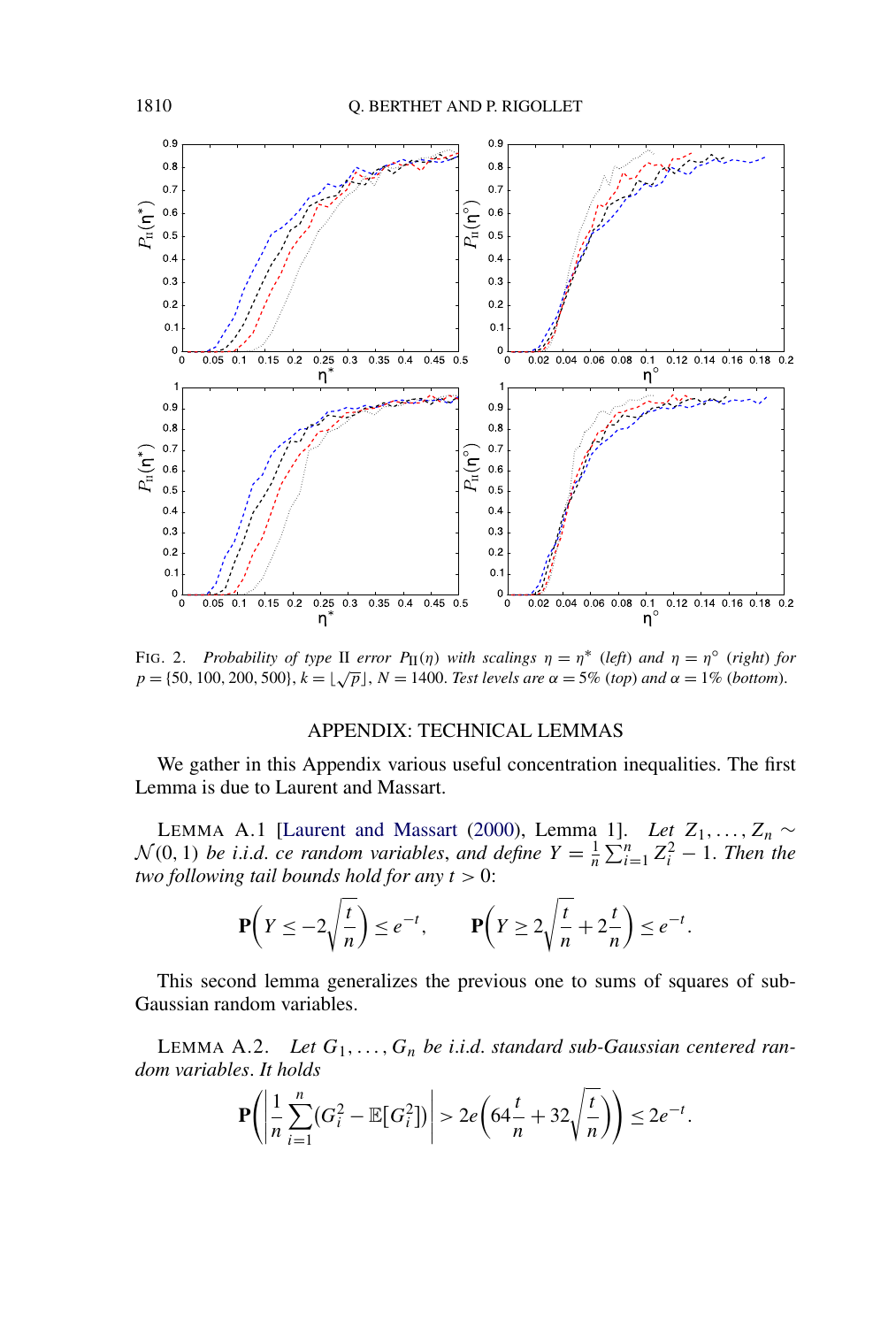FIG. 2. *Probability of type* II *error* $P_{\mathrm{II}}(\eta)$ *with scalings* $\eta = \eta^*$ *(left) and* $\eta = \eta^\circ$ *(right) for* $p = \{50, 100, 200, 500\}$, $k = \lfloor \sqrt{p} \rfloor$, $N = 1400$. *Test levels are* $\alpha = 5\%$ *(top) and* $\alpha = 1\%$ *(bottom).*

## APPENDIX: TECHNICAL LEMMAS

We gather in this Appendix various useful concentration inequalities. The first Lemma is due to Laurent and Massart.

LEMMA A.1 [Laurent and Massart (2000), Lemma 1]. *Let* $Z_1, \dots, Z_n \sim \mathcal{N}(0,1)$ *be i.i.d. ce random variables, and define* $Y = \frac{1}{n}\sum_{i=1}^n Z_i^2 - 1$. *Then the two following tail bounds hold for any* $t > 0$:

$$\mathbf{P}\left(Y \le -2\sqrt{\frac{t}{n}}\right) \le e^{-t}, \qquad \mathbf{P}\left(Y \ge 2\sqrt{\frac{t}{n}} + 2\frac{t}{n}\right) \le e^{-t}.$$

This second lemma generalizes the previous one to sums of squares of sub-Gaussian random variables.

LEMMA A.2. *Let* $G_1, \dots, G_n$ *be i.i.d. standard sub-Gaussian centered random variables. It holds*

$$\mathbf{P}\left(\left|\frac{1}{n}\sum_{i=1}^n (G_i^2 - \mathbb{E}[G_i^2])\right| > 2e\left(64\frac{t}{n} + 32\sqrt{\frac{t}{n}}\right)\right) \le 2e^{-t}.$$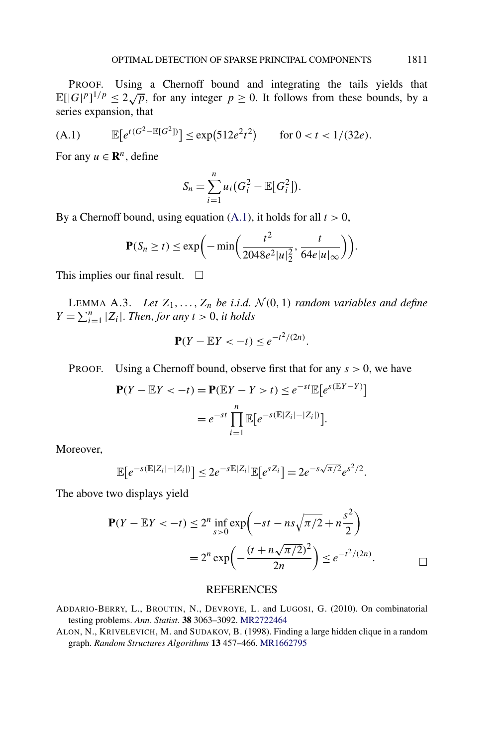PROOF. Using a Chernoff bound and integrating the tails yields that $\mathbb{E}[|G|^p]^{1/p} \le 2\sqrt{p}$, for any integer $p \ge 0$. It follows from these bounds, by a series expansion, that

$$\mathbb{E}\big[e^{t(G^2 - \mathbb{E}[G^2])}\big] \le \exp(512e^2t^2) \qquad \text{for } 0 < t < 1/(32e). \tag{A.1}$$

For any $u \in \mathbf{R}^n$, define

$$S_n = \sum_{i=1}^n u_i\big(G_i^2 - \mathbb{E}\big[G_i^2\big]\big).$$

By a Chernoff bound, using equation (A.1), it holds for all $t > 0$,

$$\mathbf{P}(S_n \ge t) \le \exp\bigg(-\min\bigg(\frac{t^2}{2048e^2|u|_2^2}, \frac{t}{64e|u|_\infty}\bigg)\bigg).$$

This implies our final result. $\square$

LEMMA A.3. *Let $Z_1, \dots, Z_n$ be i.i.d. $\mathcal{N}(0,1)$ random variables and define $Y = \sum_{i=1}^n |Z_i|$. Then, for any $t > 0$, it holds*

$$\mathbf{P}(Y - \mathbb{E}Y < -t) \le e^{-t^2/(2n)}.$$

PROOF. Using a Chernoff bound, observe first that for any $s > 0$, we have

$$\begin{aligned}
\mathbf{P}(Y - \mathbb{E}Y < -t) &= \mathbf{P}(\mathbb{E}Y - Y > t) \le e^{-st}\mathbb{E}\big[e^{s(\mathbb{E}Y - Y)}\big] \\
&= e^{-st}\prod_{i=1}^n \mathbb{E}\big[e^{-s(\mathbb{E}|Z_i| - |Z_i|)}\big].
\end{aligned}$$

Moreover,

$$\mathbb{E}\big[e^{-s(\mathbb{E}|Z_i| - |Z_i|)}\big] \le 2e^{-s\mathbb{E}|Z_i|}\mathbb{E}\big[e^{sZ_i}\big] = 2e^{-s\sqrt{\pi/2}}e^{s^2/2}.$$

The above two displays yield

$$\begin{aligned}
\mathbf{P}(Y - \mathbb{E}Y < -t) &\le 2^n \inf_{s>0} \exp\bigg(-st - ns\sqrt{\pi/2} + n\frac{s^2}{2}\bigg) \\
&= 2^n \exp\bigg(-\frac{(t + n\sqrt{\pi/2})^2}{2n}\bigg) \le e^{-t^2/(2n)}.
\end{aligned}$$

$\square$

## REFERENCES

ADDARIO-BERRY, L., BROUTIN, N., DEVROYE, L. and LUGOSI, G. (2010). On combinatorial testing problems. *Ann. Statist.* **38** 3063–3092. MR2722464

ALON, N., KRIVELEVICH, M. and SUDAKOV, B. (1998). Finding a large hidden clique in a random graph. *Random Structures Algorithms* **13** 457–466. MR1662795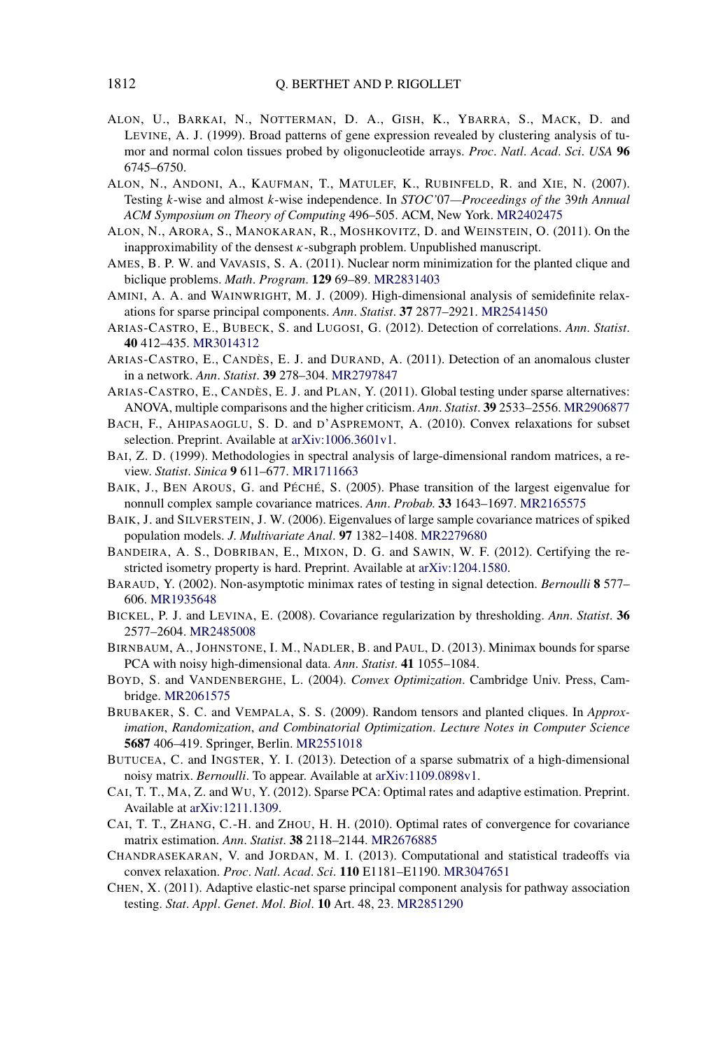ALON, U., BARKAI, N., NOTTERMAN, D. A., GISH, K., YBARRA, S., MACK, D. and LEVINE, A. J. (1999). Broad patterns of gene expression revealed by clustering analysis of tumor and normal colon tissues probed by oligonucleotide arrays. *Proc. Natl. Acad. Sci. USA* **96** 6745–6750.

ALON, N., ANDONI, A., KAUFMAN, T., MATULEF, K., RUBINFELD, R. and XIE, N. (2007). Testing $k$-wise and almost $k$-wise independence. In *STOC'07—Proceedings of the 39th Annual ACM Symposium on Theory of Computing* 496–505. ACM, New York. MR2402475

ALON, N., ARORA, S., MANOKARAN, R., MOSHKOVITZ, D. and WEINSTEIN, O. (2011). On the inapproximability of the densest $\kappa$-subgraph problem. Unpublished manuscript.

AMES, B. P. W. and VAVASIS, S. A. (2011). Nuclear norm minimization for the planted clique and biclique problems. *Math. Program.* **129** 69–89. MR2831403

AMINI, A. A. and WAINWRIGHT, M. J. (2009). High-dimensional analysis of semidefinite relaxations for sparse principal components. *Ann. Statist.* **37** 2877–2921. MR2541450

ARIAS-CASTRO, E., BUBECK, S. and LUGOSI, G. (2012). Detection of correlations. *Ann. Statist.* **40** 412–435. MR3014312

ARIAS-CASTRO, E., CANDÈS, E. J. and DURAND, A. (2011). Detection of an anomalous cluster in a network. *Ann. Statist.* **39** 278–304. MR2797847

ARIAS-CASTRO, E., CANDÈS, E. J. and PLAN, Y. (2011). Global testing under sparse alternatives: ANOVA, multiple comparisons and the higher criticism. *Ann. Statist.* **39** 2533–2556. MR2906877

BACH, F., AHIPASAOGLU, S. D. and D'ASPREMONT, A. (2010). Convex relaxations for subset selection. Preprint. Available at arXiv:1006.3601v1.

BAI, Z. D. (1999). Methodologies in spectral analysis of large-dimensional random matrices, a review. *Statist. Sinica* **9** 611–677. MR1711663

BAIK, J., BEN AROUS, G. and PÉCHÉ, S. (2005). Phase transition of the largest eigenvalue for nonnull complex sample covariance matrices. *Ann. Probab.* **33** 1643–1697. MR2165575

BAIK, J. and SILVERSTEIN, J. W. (2006). Eigenvalues of large sample covariance matrices of spiked population models. *J. Multivariate Anal.* **97** 1382–1408. MR2279680

BANDEIRA, A. S., DOBRIBAN, E., MIXON, D. G. and SAWIN, W. F. (2012). Certifying the restricted isometry property is hard. Preprint. Available at arXiv:1204.1580.

BARAUD, Y. (2002). Non-asymptotic minimax rates of testing in signal detection. *Bernoulli* **8** 577–606. MR1935648

BICKEL, P. J. and LEVINA, E. (2008). Covariance regularization by thresholding. *Ann. Statist.* **36** 2577–2604. MR2485008

BIRNBAUM, A., JOHNSTONE, I. M., NADLER, B. and PAUL, D. (2013). Minimax bounds for sparse PCA with noisy high-dimensional data. *Ann. Statist.* **41** 1055–1084.

BOYD, S. and VANDENBERGHE, L. (2004). *Convex Optimization*. Cambridge Univ. Press, Cambridge. MR2061575

BRUBAKER, S. C. and VEMPALA, S. S. (2009). Random tensors and planted cliques. In *Approximation, Randomization, and Combinatorial Optimization. Lecture Notes in Computer Science* **5687** 406–419. Springer, Berlin. MR2551018

BUTUCEA, C. and INGSTER, Y. I. (2013). Detection of a sparse submatrix of a high-dimensional noisy matrix. *Bernoulli*. To appear. Available at arXiv:1109.0898v1.

CAI, T. T., MA, Z. and WU, Y. (2012). Sparse PCA: Optimal rates and adaptive estimation. Preprint. Available at arXiv:1211.1309.

CAI, T. T., ZHANG, C.-H. and ZHOU, H. H. (2010). Optimal rates of convergence for covariance matrix estimation. *Ann. Statist.* **38** 2118–2144. MR2676885

CHANDRASEKARAN, V. and JORDAN, M. I. (2013). Computational and statistical tradeoffs via convex relaxation. *Proc. Natl. Acad. Sci.* **110** E1181–E1190. MR3047651

CHEN, X. (2011). Adaptive elastic-net sparse principal component analysis for pathway association testing. *Stat. Appl. Genet. Mol. Biol.* **10** Art. 48, 23. MR2851290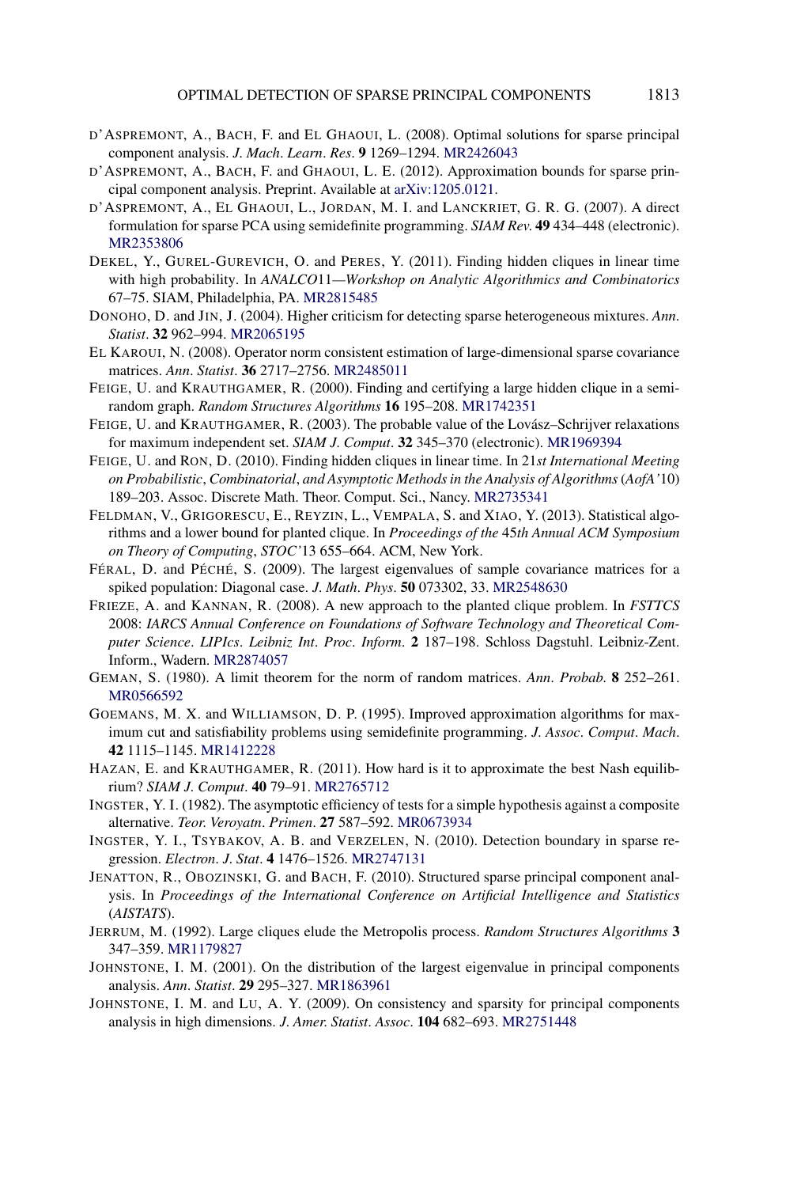D'ASPREMONT, A., BACH, F. and EL GHAOUI, L. (2008). Optimal solutions for sparse principal component analysis. *J. Mach. Learn. Res.* **9** 1269–1294. MR2426043

D'ASPREMONT, A., BACH, F. and GHAOUI, L. E. (2012). Approximation bounds for sparse principal component analysis. Preprint. Available at arXiv:1205.0121.

D'ASPREMONT, A., EL GHAOUI, L., JORDAN, M. I. and LANCKRIET, G. R. G. (2007). A direct formulation for sparse PCA using semidefinite programming. *SIAM Rev.* **49** 434–448 (electronic). MR2353806

DEKEL, Y., GUREL-GUREVICH, O. and PERES, Y. (2011). Finding hidden cliques in linear time with high probability. In *ANALCO11—Workshop on Analytic Algorithmics and Combinatorics* 67–75. SIAM, Philadelphia, PA. MR2815485

DONOHO, D. and JIN, J. (2004). Higher criticism for detecting sparse heterogeneous mixtures. *Ann. Statist.* **32** 962–994. MR2065195

EL KAROUI, N. (2008). Operator norm consistent estimation of large-dimensional sparse covariance matrices. *Ann. Statist.* **36** 2717–2756. MR2485011

FEIGE, U. and KRAUTHGAMER, R. (2000). Finding and certifying a large hidden clique in a semirandom graph. *Random Structures Algorithms* **16** 195–208. MR1742351

FEIGE, U. and KRAUTHGAMER, R. (2003). The probable value of the Lovász–Schrijver relaxations for maximum independent set. *SIAM J. Comput.* **32** 345–370 (electronic). MR1969394

FEIGE, U. and RON, D. (2010). Finding hidden cliques in linear time. In *21st International Meeting on Probabilistic, Combinatorial, and Asymptotic Methods in the Analysis of Algorithms (AofA'10)* 189–203. Assoc. Discrete Math. Theor. Comput. Sci., Nancy. MR2735341

FELDMAN, V., GRIGORESCU, E., REYZIN, L., VEMPALA, S. and XIAO, Y. (2013). Statistical algorithms and a lower bound for planted clique. In *Proceedings of the 45th Annual ACM Symposium on Theory of Computing*, *STOC'13* 655–664. ACM, New York.

FÉRAL, D. and PÉCHÉ, S. (2009). The largest eigenvalues of sample covariance matrices for a spiked population: Diagonal case. *J. Math. Phys.* **50** 073302, 33. MR2548630

FRIEZE, A. and KANNAN, R. (2008). A new approach to the planted clique problem. In *FSTTCS 2008: IARCS Annual Conference on Foundations of Software Technology and Theoretical Computer Science. LIPIcs. Leibniz Int. Proc. Inform.* **2** 187–198. Schloss Dagstuhl. Leibniz-Zent. Inform., Wadern. MR2874057

GEMAN, S. (1980). A limit theorem for the norm of random matrices. *Ann. Probab.* **8** 252–261. MR0566592

GOEMANS, M. X. and WILLIAMSON, D. P. (1995). Improved approximation algorithms for maximum cut and satisfiability problems using semidefinite programming. *J. Assoc. Comput. Mach.* **42** 1115–1145. MR1412228

HAZAN, E. and KRAUTHGAMER, R. (2011). How hard is it to approximate the best Nash equilibrium? *SIAM J. Comput.* **40** 79–91. MR2765712

INGSTER, Y. I. (1982). The asymptotic efficiency of tests for a simple hypothesis against a composite alternative. *Teor. Veroyatn. Primen.* **27** 587–592. MR0673934

INGSTER, Y. I., TSYBAKOV, A. B. and VERZELEN, N. (2010). Detection boundary in sparse regression. *Electron. J. Stat.* **4** 1476–1526. MR2747131

JENATTON, R., OBOZINSKI, G. and BACH, F. (2010). Structured sparse principal component analysis. In *Proceedings of the International Conference on Artificial Intelligence and Statistics (AISTATS)*.

JERRUM, M. (1992). Large cliques elude the Metropolis process. *Random Structures Algorithms* **3** 347–359. MR1179827

JOHNSTONE, I. M. (2001). On the distribution of the largest eigenvalue in principal components analysis. *Ann. Statist.* **29** 295–327. MR1863961

JOHNSTONE, I. M. and LU, A. Y. (2009). On consistency and sparsity for principal components analysis in high dimensions. *J. Amer. Statist. Assoc.* **104** 682–693. MR2751448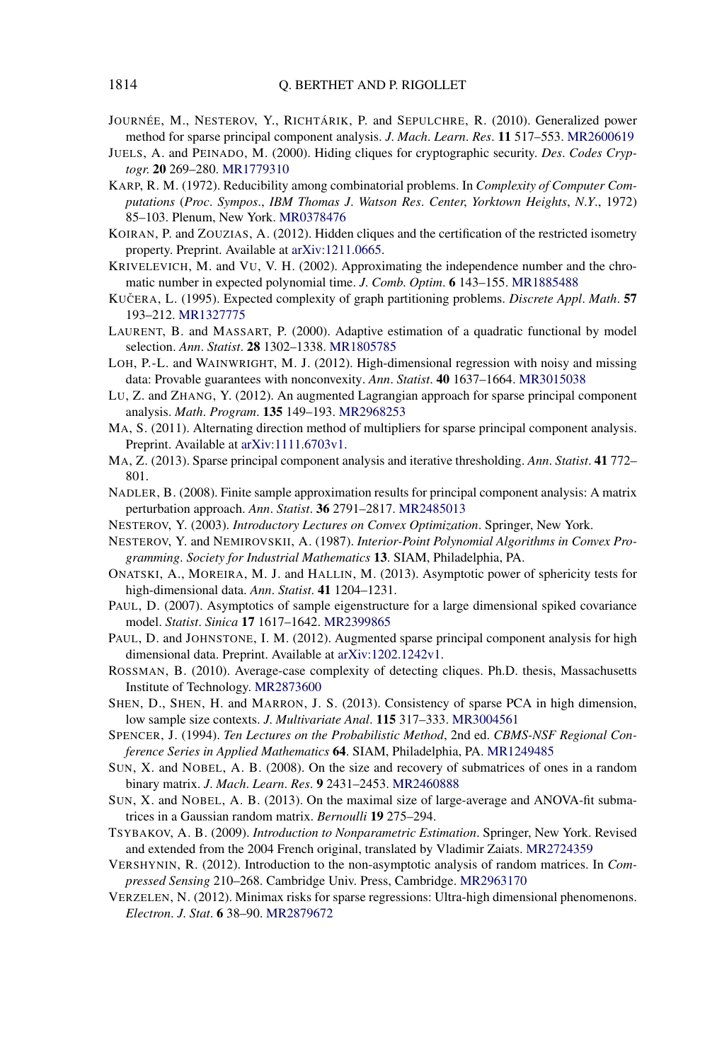JOURNÉE, M., NESTEROV, Y., RICHTÁRIK, P. and SEPULCHRE, R. (2010). Generalized power method for sparse principal component analysis. *J. Mach. Learn. Res.* **11** 517–553. MR2600619

JUELS, A. and PEINADO, M. (2000). Hiding cliques for cryptographic security. *Des. Codes Cryptogr.* **20** 269–280. MR1779310

KARP, R. M. (1972). Reducibility among combinatorial problems. In *Complexity of Computer Computations* (*Proc. Sympos., IBM Thomas J. Watson Res. Center, Yorktown Heights, N.Y.*, 1972) 85–103. Plenum, New York. MR0378476

KOIRAN, P. and ZOUZIAS, A. (2012). Hidden cliques and the certification of the restricted isometry property. Preprint. Available at arXiv:1211.0665.

KRIVELEVICH, M. and VU, V. H. (2002). Approximating the independence number and the chromatic number in expected polynomial time. *J. Comb. Optim.* **6** 143–155. MR1885488

KUČERA, L. (1995). Expected complexity of graph partitioning problems. *Discrete Appl. Math.* **57** 193–212. MR1327775

LAURENT, B. and MASSART, P. (2000). Adaptive estimation of a quadratic functional by model selection. *Ann. Statist.* **28** 1302–1338. MR1805785

LOH, P.-L. and WAINWRIGHT, M. J. (2012). High-dimensional regression with noisy and missing data: Provable guarantees with nonconvexity. *Ann. Statist.* **40** 1637–1664. MR3015038

LU, Z. and ZHANG, Y. (2012). An augmented Lagrangian approach for sparse principal component analysis. *Math. Program.* **135** 149–193. MR2968253

MA, S. (2011). Alternating direction method of multipliers for sparse principal component analysis. Preprint. Available at arXiv:1111.6703v1.

MA, Z. (2013). Sparse principal component analysis and iterative thresholding. *Ann. Statist.* **41** 772–801.

NADLER, B. (2008). Finite sample approximation results for principal component analysis: A matrix perturbation approach. *Ann. Statist.* **36** 2791–2817. MR2485013

NESTEROV, Y. (2003). *Introductory Lectures on Convex Optimization*. Springer, New York.

NESTEROV, Y. and NEMIROVSKII, A. (1987). *Interior-Point Polynomial Algorithms in Convex Programming. Society for Industrial Mathematics* **13**. SIAM, Philadelphia, PA.

ONATSKI, A., MOREIRA, M. J. and HALLIN, M. (2013). Asymptotic power of sphericity tests for high-dimensional data. *Ann. Statist.* **41** 1204–1231.

PAUL, D. (2007). Asymptotics of sample eigenstructure for a large dimensional spiked covariance model. *Statist. Sinica* **17** 1617–1642. MR2399865

PAUL, D. and JOHNSTONE, I. M. (2012). Augmented sparse principal component analysis for high dimensional data. Preprint. Available at arXiv:1202.1242v1.

ROSSMAN, B. (2010). Average-case complexity of detecting cliques. Ph.D. thesis, Massachusetts Institute of Technology. MR2873600

SHEN, D., SHEN, H. and MARRON, J. S. (2013). Consistency of sparse PCA in high dimension, low sample size contexts. *J. Multivariate Anal.* **115** 317–333. MR3004561

SPENCER, J. (1994). *Ten Lectures on the Probabilistic Method*, 2nd ed. *CBMS-NSF Regional Conference Series in Applied Mathematics* **64**. SIAM, Philadelphia, PA. MR1249485

SUN, X. and NOBEL, A. B. (2008). On the size and recovery of submatrices of ones in a random binary matrix. *J. Mach. Learn. Res.* **9** 2431–2453. MR2460888

SUN, X. and NOBEL, A. B. (2013). On the maximal size of large-average and ANOVA-fit submatrices in a Gaussian random matrix. *Bernoulli* **19** 275–294.

TSYBAKOV, A. B. (2009). *Introduction to Nonparametric Estimation*. Springer, New York. Revised and extended from the 2004 French original, translated by Vladimir Zaiats. MR2724359

VERSHYNIN, R. (2012). Introduction to the non-asymptotic analysis of random matrices. In *Compressed Sensing* 210–268. Cambridge Univ. Press, Cambridge. MR2963170

VERZELEN, N. (2012). Minimax risks for sparse regressions: Ultra-high dimensional phenomenons. *Electron. J. Stat.* **6** 38–90. MR2879672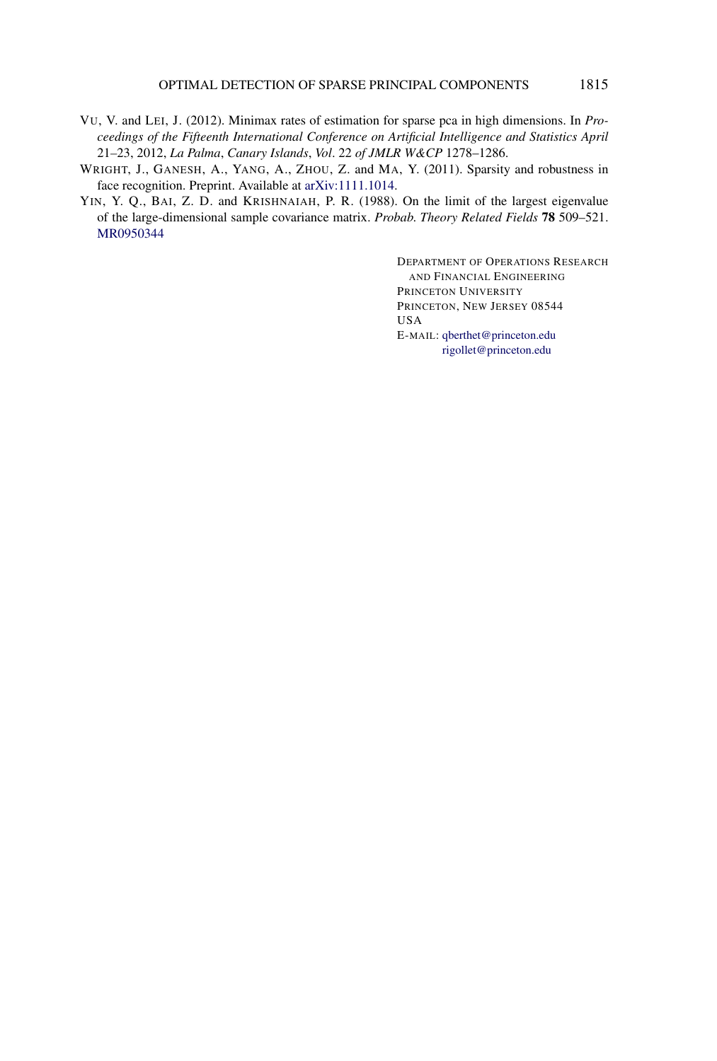VU, V. and LEI, J. (2012). Minimax rates of estimation for sparse pca in high dimensions. In *Proceedings of the Fifteenth International Conference on Artificial Intelligence and Statistics April* 21–23, 2012, *La Palma*, *Canary Islands*, *Vol*. 22 *of JMLR W&CP* 1278–1286.

WRIGHT, J., GANESH, A., YANG, A., ZHOU, Z. and MA, Y. (2011). Sparsity and robustness in face recognition. Preprint. Available at arXiv:1111.1014.

YIN, Y. Q., BAI, Z. D. and KRISHNAIAH, P. R. (1988). On the limit of the largest eigenvalue of the large-dimensional sample covariance matrix. *Probab. Theory Related Fields* **78** 509–521. MR0950344

DEPARTMENT OF OPERATIONS RESEARCH
AND FINANCIAL ENGINEERING
PRINCETON UNIVERSITY
PRINCETON, NEW JERSEY 08544
USA
E-MAIL: qberthet@princeton.edu
rigollet@princeton.edu